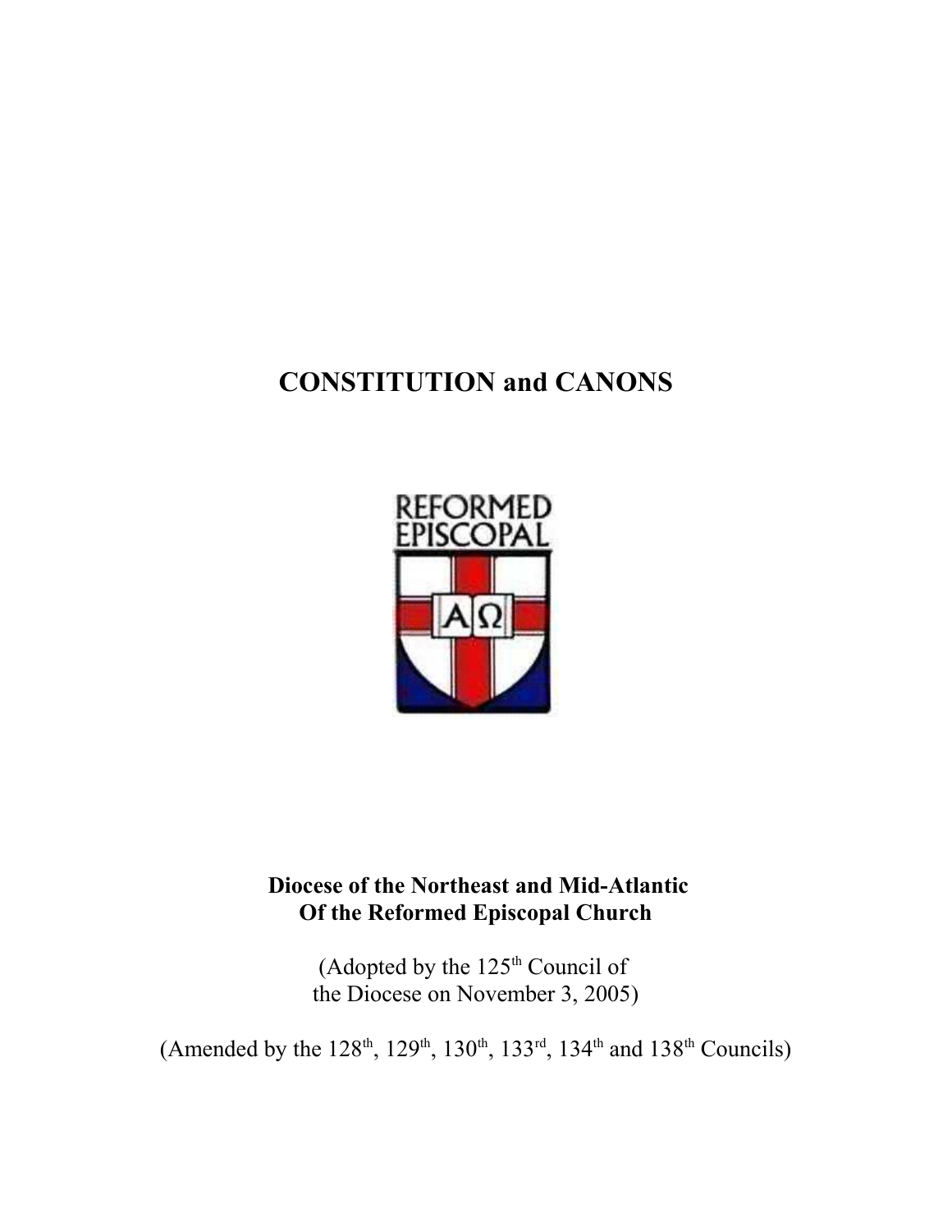# CONSTITUTION and CANONS

REFORMED EPISCOPAL

ΑΩ

**Diocese of the Northeast and Mid-Atlantic**
**Of the Reformed Episcopal Church**

(Adopted by the 125th Council of the Diocese on November 3, 2005)

(Amended by the 128th, 129th, 130th, 133rd, 134th and 138th Councils)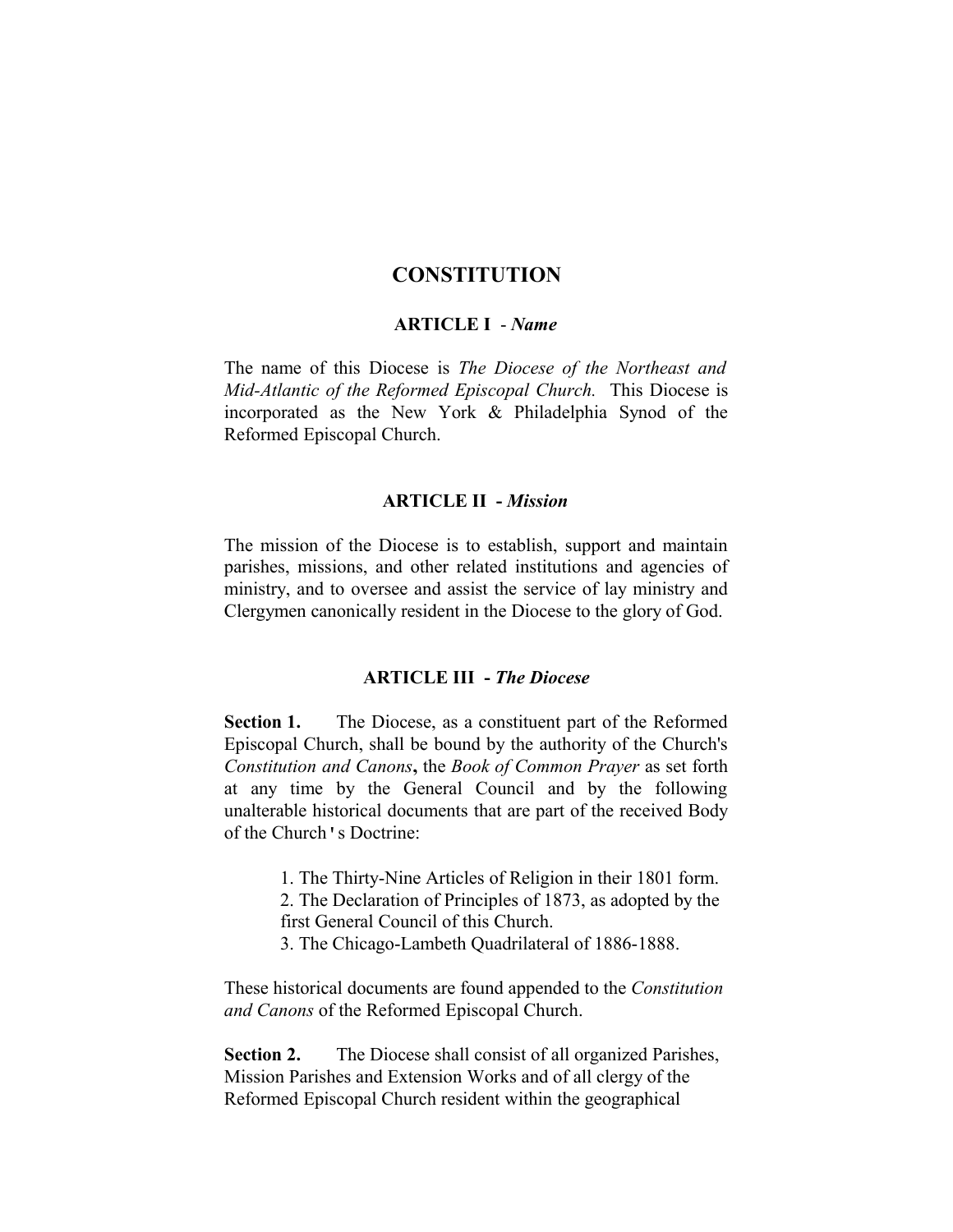# CONSTITUTION

## ARTICLE I - *Name*

The name of this Diocese is *The Diocese of the Northeast and Mid-Atlantic of the Reformed Episcopal Church.* This Diocese is incorporated as the New York & Philadelphia Synod of the Reformed Episcopal Church.

## ARTICLE II - *Mission*

The mission of the Diocese is to establish, support and maintain parishes, missions, and other related institutions and agencies of ministry, and to oversee and assist the service of lay ministry and Clergymen canonically resident in the Diocese to the glory of God.

## ARTICLE III - *The Diocese*

**Section 1.** The Diocese, as a constituent part of the Reformed Episcopal Church, shall be bound by the authority of the Church's *Constitution and Canons*, the *Book of Common Prayer* as set forth at any time by the General Council and by the following unalterable historical documents that are part of the received Body of the Church's Doctrine:

1. The Thirty-Nine Articles of Religion in their 1801 form.
2. The Declaration of Principles of 1873, as adopted by the first General Council of this Church.
3. The Chicago-Lambeth Quadrilateral of 1886-1888.

These historical documents are found appended to the *Constitution and Canons* of the Reformed Episcopal Church.

**Section 2.** The Diocese shall consist of all organized Parishes, Mission Parishes and Extension Works and of all clergy of the Reformed Episcopal Church resident within the geographical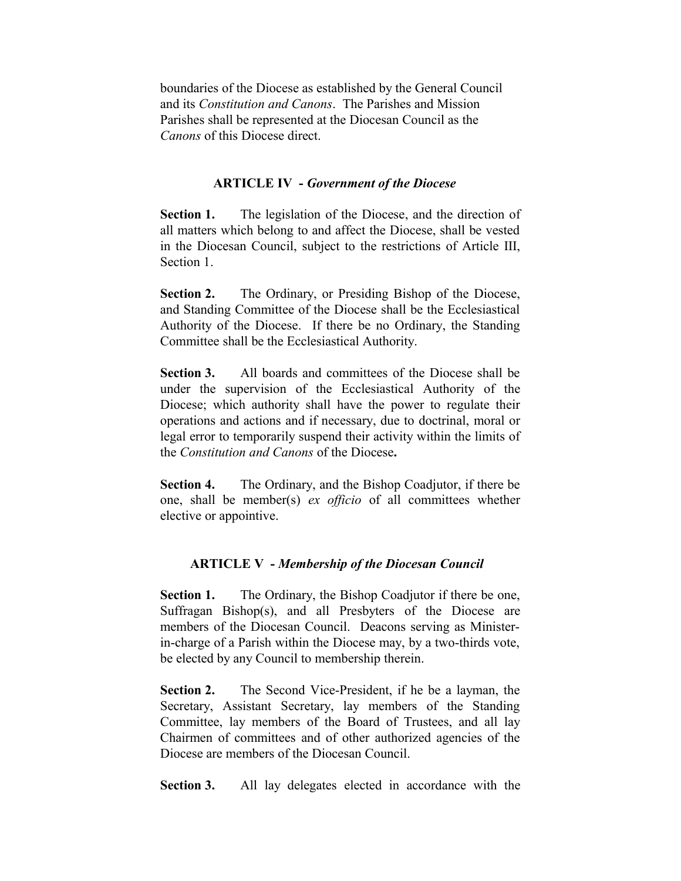boundaries of the Diocese as established by the General Council and its *Constitution and Canons*. The Parishes and Mission Parishes shall be represented at the Diocesan Council as the *Canons* of this Diocese direct.

## ARTICLE IV - *Government of the Diocese*

**Section 1.** The legislation of the Diocese, and the direction of all matters which belong to and affect the Diocese, shall be vested in the Diocesan Council, subject to the restrictions of Article III, Section 1.

**Section 2.** The Ordinary, or Presiding Bishop of the Diocese, and Standing Committee of the Diocese shall be the Ecclesiastical Authority of the Diocese. If there be no Ordinary, the Standing Committee shall be the Ecclesiastical Authority.

**Section 3.** All boards and committees of the Diocese shall be under the supervision of the Ecclesiastical Authority of the Diocese; which authority shall have the power to regulate their operations and actions and if necessary, due to doctrinal, moral or legal error to temporarily suspend their activity within the limits of the *Constitution and Canons* of the Diocese**.**

**Section 4.** The Ordinary, and the Bishop Coadjutor, if there be one, shall be member(s) *ex officio* of all committees whether elective or appointive.

## ARTICLE V - *Membership of the Diocesan Council*

**Section 1.** The Ordinary, the Bishop Coadjutor if there be one, Suffragan Bishop(s), and all Presbyters of the Diocese are members of the Diocesan Council. Deacons serving as Minister-in-charge of a Parish within the Diocese may, by a two-thirds vote, be elected by any Council to membership therein.

**Section 2.** The Second Vice-President, if he be a layman, the Secretary, Assistant Secretary, lay members of the Standing Committee, lay members of the Board of Trustees, and all lay Chairmen of committees and of other authorized agencies of the Diocese are members of the Diocesan Council.

**Section 3.** All lay delegates elected in accordance with the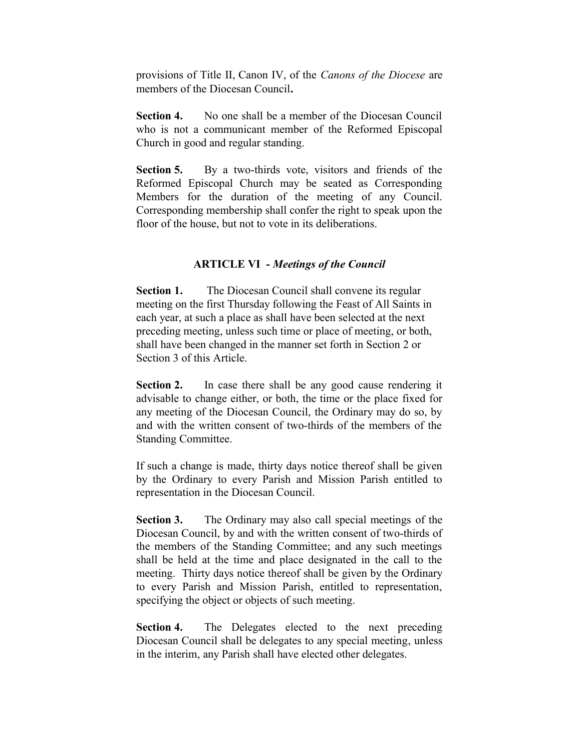provisions of Title II, Canon IV, of the *Canons of the Diocese* are members of the Diocesan Council**.**

**Section 4.** No one shall be a member of the Diocesan Council who is not a communicant member of the Reformed Episcopal Church in good and regular standing.

**Section 5.** By a two-thirds vote, visitors and friends of the Reformed Episcopal Church may be seated as Corresponding Members for the duration of the meeting of any Council. Corresponding membership shall confer the right to speak upon the floor of the house, but not to vote in its deliberations.

## ARTICLE VI - *Meetings of the Council*

**Section 1.** The Diocesan Council shall convene its regular meeting on the first Thursday following the Feast of All Saints in each year, at such a place as shall have been selected at the next preceding meeting, unless such time or place of meeting, or both, shall have been changed in the manner set forth in Section 2 or Section 3 of this Article.

**Section 2.** In case there shall be any good cause rendering it advisable to change either, or both, the time or the place fixed for any meeting of the Diocesan Council, the Ordinary may do so, by and with the written consent of two-thirds of the members of the Standing Committee.

If such a change is made, thirty days notice thereof shall be given by the Ordinary to every Parish and Mission Parish entitled to representation in the Diocesan Council.

**Section 3.** The Ordinary may also call special meetings of the Diocesan Council, by and with the written consent of two-thirds of the members of the Standing Committee; and any such meetings shall be held at the time and place designated in the call to the meeting. Thirty days notice thereof shall be given by the Ordinary to every Parish and Mission Parish, entitled to representation, specifying the object or objects of such meeting.

**Section 4.** The Delegates elected to the next preceding Diocesan Council shall be delegates to any special meeting, unless in the interim, any Parish shall have elected other delegates.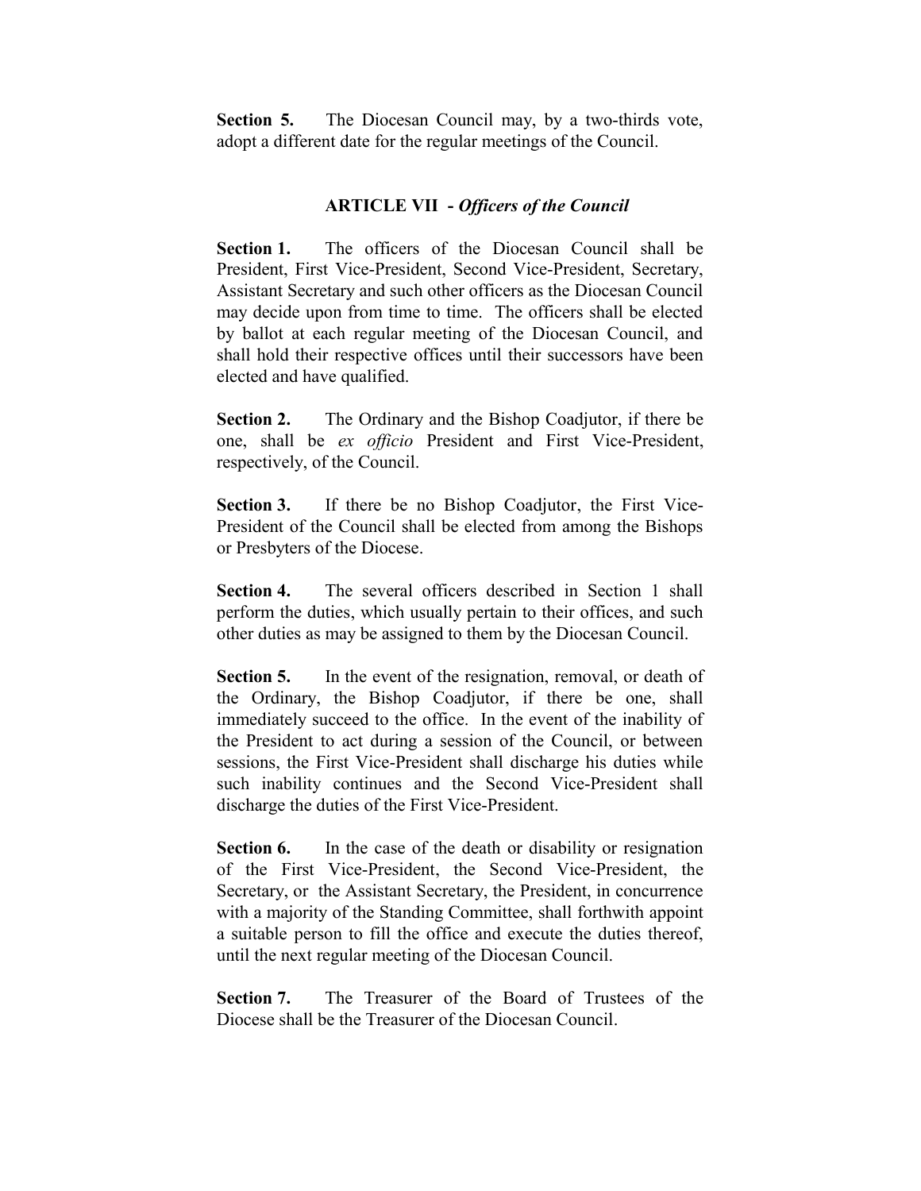**Section 5.** The Diocesan Council may, by a two-thirds vote, adopt a different date for the regular meetings of the Council.

## ARTICLE VII - *Officers of the Council*

**Section 1.** The officers of the Diocesan Council shall be President, First Vice-President, Second Vice-President, Secretary, Assistant Secretary and such other officers as the Diocesan Council may decide upon from time to time. The officers shall be elected by ballot at each regular meeting of the Diocesan Council, and shall hold their respective offices until their successors have been elected and have qualified.

**Section 2.** The Ordinary and the Bishop Coadjutor, if there be one, shall be *ex officio* President and First Vice-President, respectively, of the Council.

**Section 3.** If there be no Bishop Coadjutor, the First Vice-President of the Council shall be elected from among the Bishops or Presbyters of the Diocese.

**Section 4.** The several officers described in Section 1 shall perform the duties, which usually pertain to their offices, and such other duties as may be assigned to them by the Diocesan Council.

**Section 5.** In the event of the resignation, removal, or death of the Ordinary, the Bishop Coadjutor, if there be one, shall immediately succeed to the office. In the event of the inability of the President to act during a session of the Council, or between sessions, the First Vice-President shall discharge his duties while such inability continues and the Second Vice-President shall discharge the duties of the First Vice-President.

**Section 6.** In the case of the death or disability or resignation of the First Vice-President, the Second Vice-President, the Secretary, or the Assistant Secretary, the President, in concurrence with a majority of the Standing Committee, shall forthwith appoint a suitable person to fill the office and execute the duties thereof, until the next regular meeting of the Diocesan Council.

**Section 7.** The Treasurer of the Board of Trustees of the Diocese shall be the Treasurer of the Diocesan Council.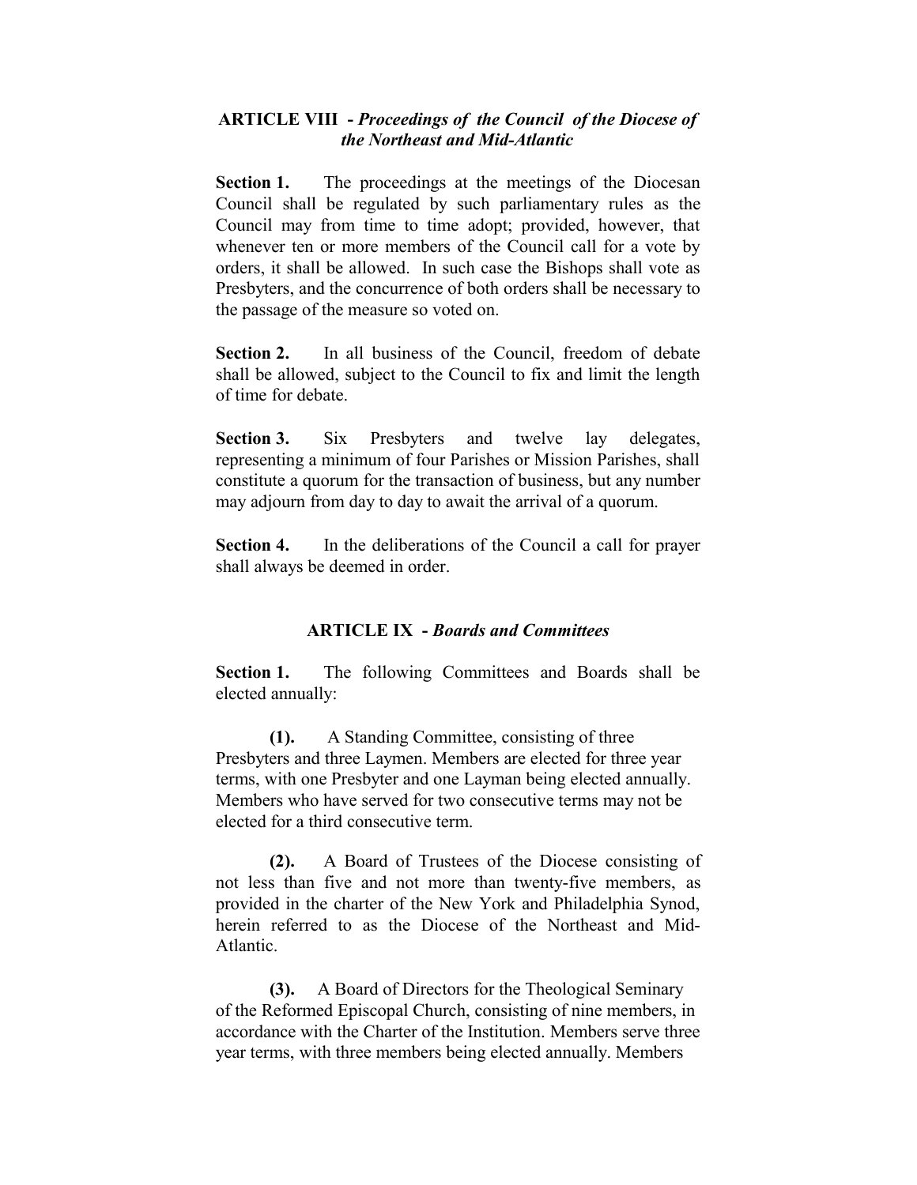## ARTICLE VIII - *Proceedings of the Council of the Diocese of the Northeast and Mid-Atlantic*

**Section 1.** The proceedings at the meetings of the Diocesan Council shall be regulated by such parliamentary rules as the Council may from time to time adopt; provided, however, that whenever ten or more members of the Council call for a vote by orders, it shall be allowed. In such case the Bishops shall vote as Presbyters, and the concurrence of both orders shall be necessary to the passage of the measure so voted on.

**Section 2.** In all business of the Council, freedom of debate shall be allowed, subject to the Council to fix and limit the length of time for debate.

**Section 3.** Six Presbyters and twelve lay delegates, representing a minimum of four Parishes or Mission Parishes, shall constitute a quorum for the transaction of business, but any number may adjourn from day to day to await the arrival of a quorum.

**Section 4.** In the deliberations of the Council a call for prayer shall always be deemed in order.

## ARTICLE IX - *Boards and Committees*

**Section 1.** The following Committees and Boards shall be elected annually:

**(1).** A Standing Committee, consisting of three Presbyters and three Laymen. Members are elected for three year terms, with one Presbyter and one Layman being elected annually. Members who have served for two consecutive terms may not be elected for a third consecutive term.

**(2).** A Board of Trustees of the Diocese consisting of not less than five and not more than twenty-five members, as provided in the charter of the New York and Philadelphia Synod, herein referred to as the Diocese of the Northeast and Mid-Atlantic.

**(3).** A Board of Directors for the Theological Seminary of the Reformed Episcopal Church, consisting of nine members, in accordance with the Charter of the Institution. Members serve three year terms, with three members being elected annually. Members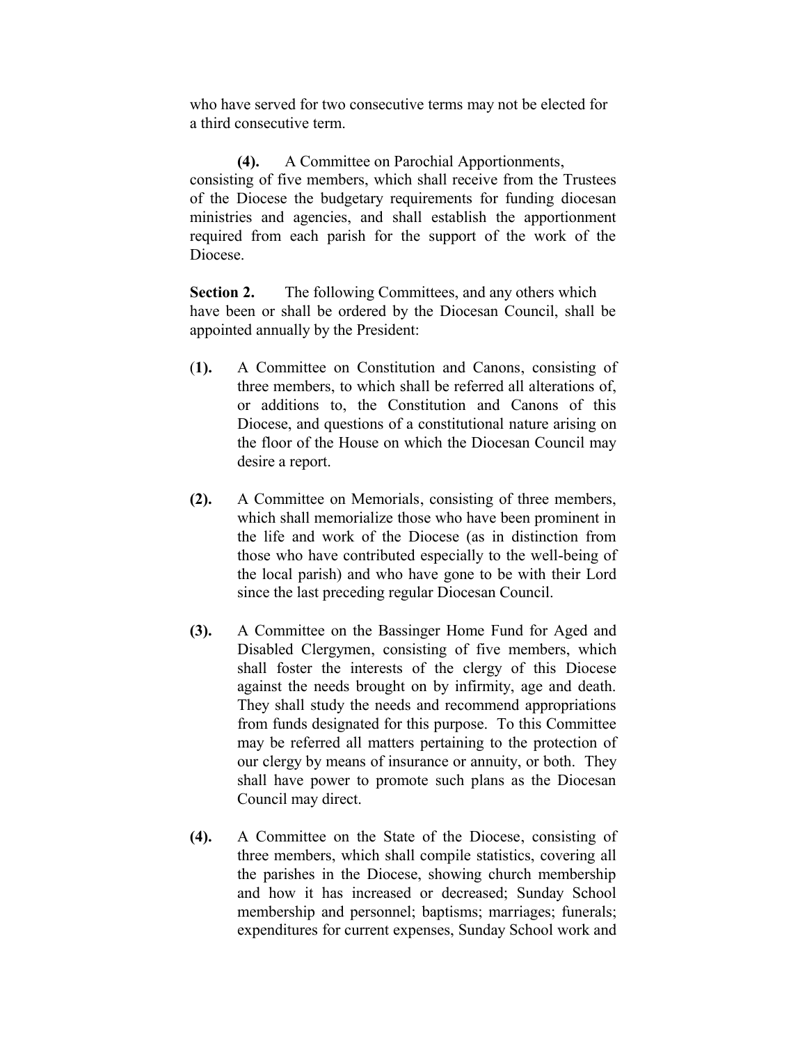who have served for two consecutive terms may not be elected for a third consecutive term.

**(4).** A Committee on Parochial Apportionments, consisting of five members, which shall receive from the Trustees of the Diocese the budgetary requirements for funding diocesan ministries and agencies, and shall establish the apportionment required from each parish for the support of the work of the Diocese.

**Section 2.** The following Committees, and any others which have been or shall be ordered by the Diocesan Council, shall be appointed annually by the President:

(**1).** A Committee on Constitution and Canons, consisting of three members, to which shall be referred all alterations of, or additions to, the Constitution and Canons of this Diocese, and questions of a constitutional nature arising on the floor of the House on which the Diocesan Council may desire a report.

**(2).** A Committee on Memorials, consisting of three members, which shall memorialize those who have been prominent in the life and work of the Diocese (as in distinction from those who have contributed especially to the well-being of the local parish) and who have gone to be with their Lord since the last preceding regular Diocesan Council.

**(3).** A Committee on the Bassinger Home Fund for Aged and Disabled Clergymen, consisting of five members, which shall foster the interests of the clergy of this Diocese against the needs brought on by infirmity, age and death. They shall study the needs and recommend appropriations from funds designated for this purpose. To this Committee may be referred all matters pertaining to the protection of our clergy by means of insurance or annuity, or both. They shall have power to promote such plans as the Diocesan Council may direct.

**(4).** A Committee on the State of the Diocese, consisting of three members, which shall compile statistics, covering all the parishes in the Diocese, showing church membership and how it has increased or decreased; Sunday School membership and personnel; baptisms; marriages; funerals; expenditures for current expenses, Sunday School work and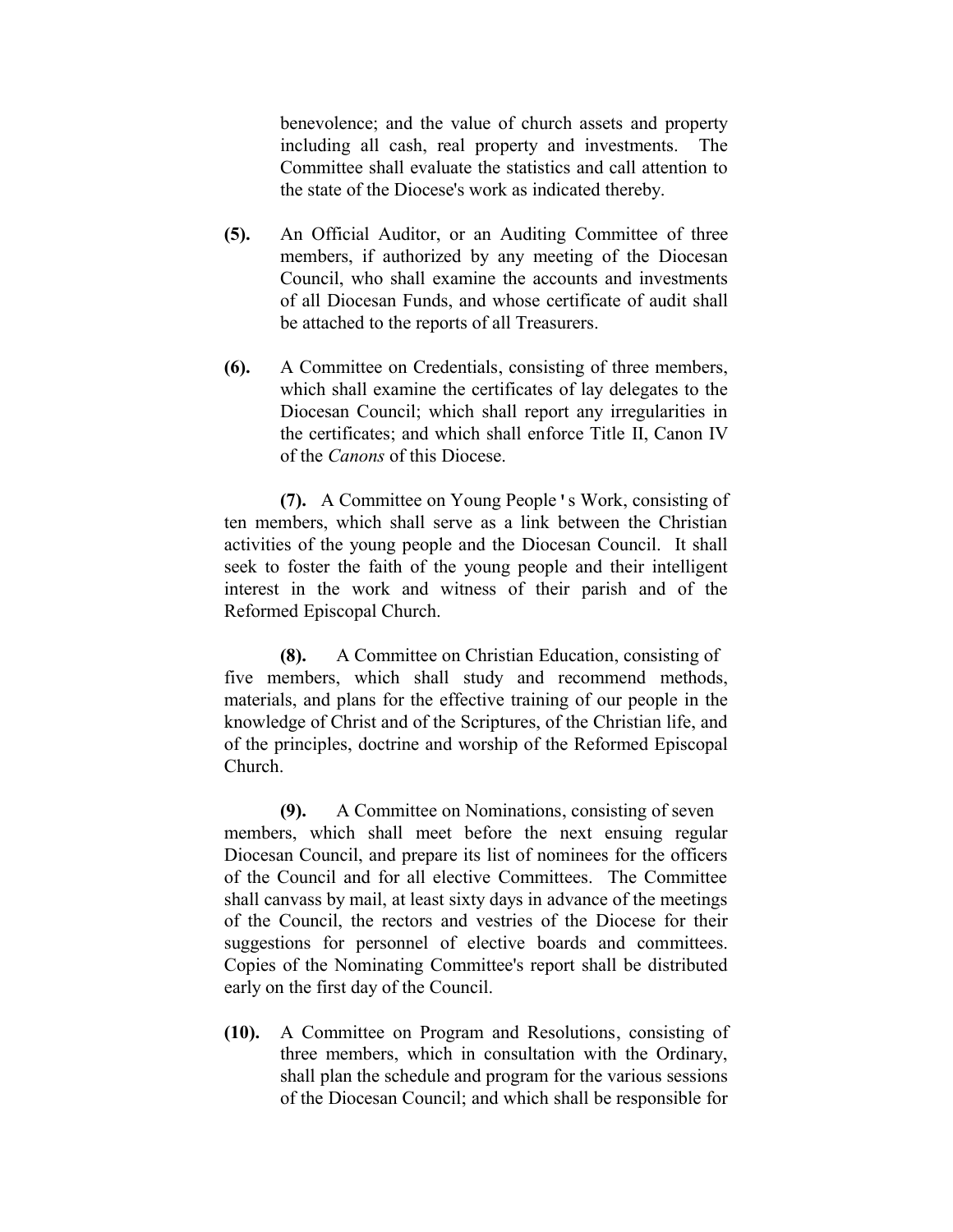benevolence; and the value of church assets and property including all cash, real property and investments. The Committee shall evaluate the statistics and call attention to the state of the Diocese's work as indicated thereby.

**(5).** An Official Auditor, or an Auditing Committee of three members, if authorized by any meeting of the Diocesan Council, who shall examine the accounts and investments of all Diocesan Funds, and whose certificate of audit shall be attached to the reports of all Treasurers.

**(6).** A Committee on Credentials, consisting of three members, which shall examine the certificates of lay delegates to the Diocesan Council; which shall report any irregularities in the certificates; and which shall enforce Title II, Canon IV of the *Canons* of this Diocese.

**(7).** A Committee on Young People's Work, consisting of ten members, which shall serve as a link between the Christian activities of the young people and the Diocesan Council. It shall seek to foster the faith of the young people and their intelligent interest in the work and witness of their parish and of the Reformed Episcopal Church.

**(8).** A Committee on Christian Education, consisting of five members, which shall study and recommend methods, materials, and plans for the effective training of our people in the knowledge of Christ and of the Scriptures, of the Christian life, and of the principles, doctrine and worship of the Reformed Episcopal Church.

**(9).** A Committee on Nominations, consisting of seven members, which shall meet before the next ensuing regular Diocesan Council, and prepare its list of nominees for the officers of the Council and for all elective Committees. The Committee shall canvass by mail, at least sixty days in advance of the meetings of the Council, the rectors and vestries of the Diocese for their suggestions for personnel of elective boards and committees. Copies of the Nominating Committee's report shall be distributed early on the first day of the Council.

**(10).** A Committee on Program and Resolutions, consisting of three members, which in consultation with the Ordinary, shall plan the schedule and program for the various sessions of the Diocesan Council; and which shall be responsible for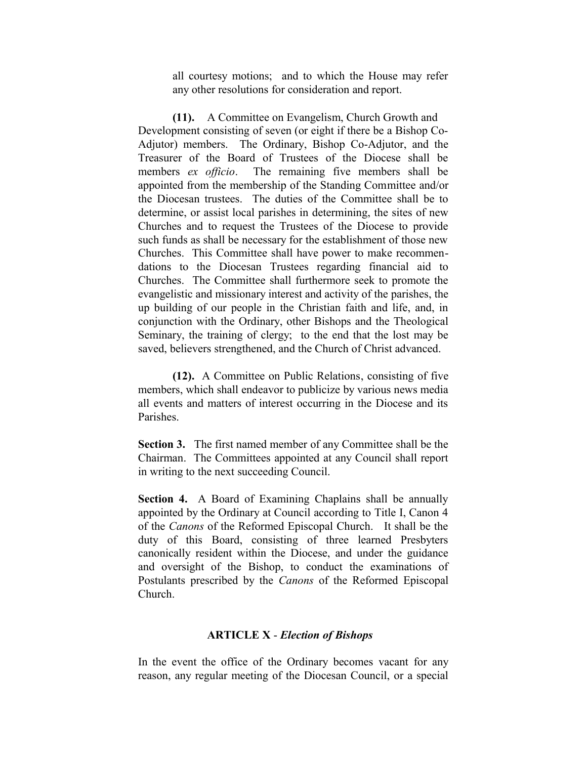all courtesy motions; and to which the House may refer any other resolutions for consideration and report.

**(11).** A Committee on Evangelism, Church Growth and Development consisting of seven (or eight if there be a Bishop Co-Adjutor) members. The Ordinary, Bishop Co-Adjutor, and the Treasurer of the Board of Trustees of the Diocese shall be members *ex officio*. The remaining five members shall be appointed from the membership of the Standing Committee and/or the Diocesan trustees. The duties of the Committee shall be to determine, or assist local parishes in determining, the sites of new Churches and to request the Trustees of the Diocese to provide such funds as shall be necessary for the establishment of those new Churches. This Committee shall have power to make recommendations to the Diocesan Trustees regarding financial aid to Churches. The Committee shall furthermore seek to promote the evangelistic and missionary interest and activity of the parishes, the up building of our people in the Christian faith and life, and, in conjunction with the Ordinary, other Bishops and the Theological Seminary, the training of clergy; to the end that the lost may be saved, believers strengthened, and the Church of Christ advanced.

**(12).** A Committee on Public Relations, consisting of five members, which shall endeavor to publicize by various news media all events and matters of interest occurring in the Diocese and its Parishes.

**Section 3.** The first named member of any Committee shall be the Chairman. The Committees appointed at any Council shall report in writing to the next succeeding Council.

**Section 4.** A Board of Examining Chaplains shall be annually appointed by the Ordinary at Council according to Title I, Canon 4 of the *Canons* of the Reformed Episcopal Church. It shall be the duty of this Board, consisting of three learned Presbyters canonically resident within the Diocese, and under the guidance and oversight of the Bishop, to conduct the examinations of Postulants prescribed by the *Canons* of the Reformed Episcopal Church.

## ARTICLE X - *Election of Bishops*

In the event the office of the Ordinary becomes vacant for any reason, any regular meeting of the Diocesan Council, or a special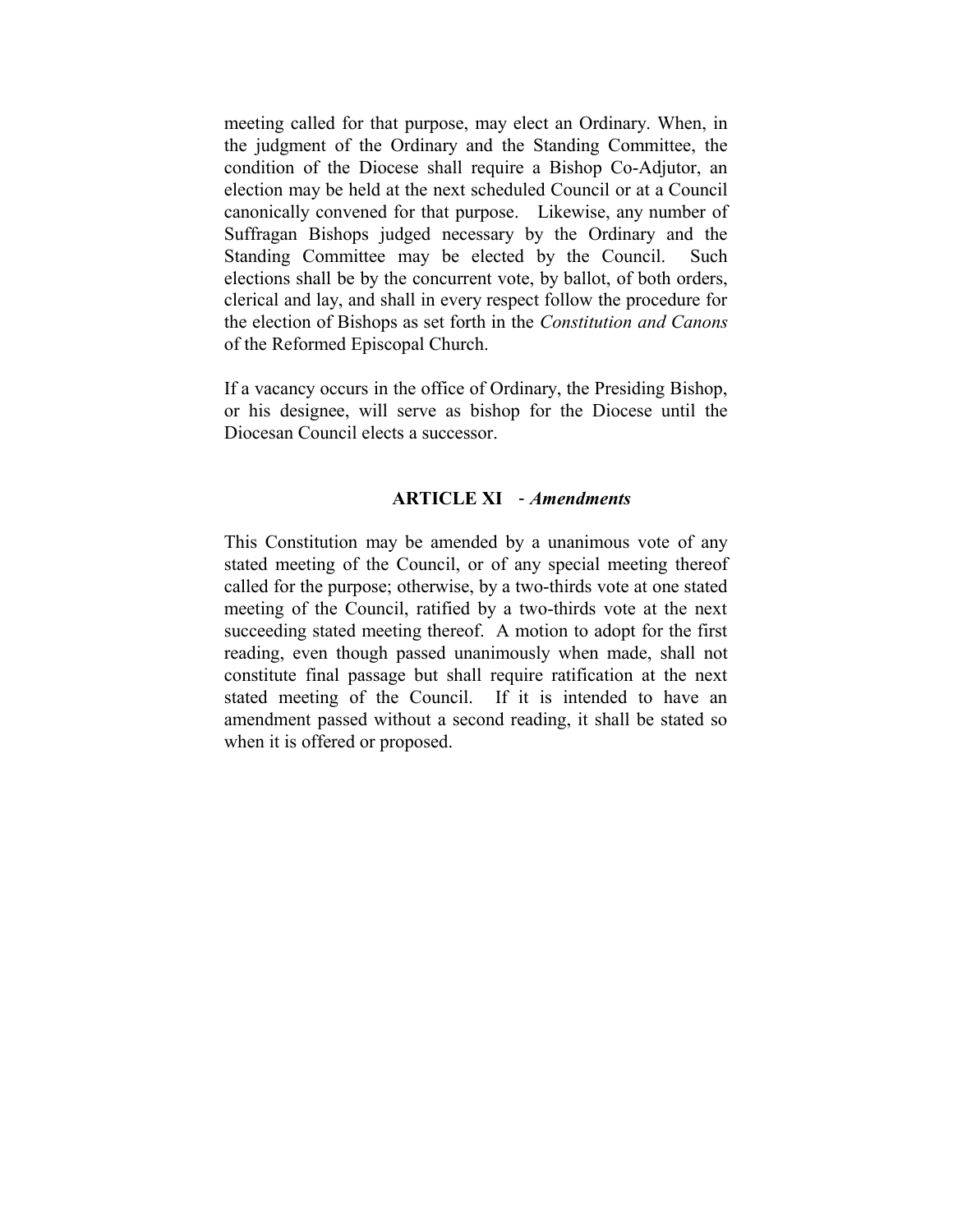meeting called for that purpose, may elect an Ordinary. When, in the judgment of the Ordinary and the Standing Committee, the condition of the Diocese shall require a Bishop Co-Adjutor, an election may be held at the next scheduled Council or at a Council canonically convened for that purpose. Likewise, any number of Suffragan Bishops judged necessary by the Ordinary and the Standing Committee may be elected by the Council. Such elections shall be by the concurrent vote, by ballot, of both orders, clerical and lay, and shall in every respect follow the procedure for the election of Bishops as set forth in the *Constitution and Canons* of the Reformed Episcopal Church.

If a vacancy occurs in the office of Ordinary, the Presiding Bishop, or his designee, will serve as bishop for the Diocese until the Diocesan Council elects a successor.

## ARTICLE XI - *Amendments*

This Constitution may be amended by a unanimous vote of any stated meeting of the Council, or of any special meeting thereof called for the purpose; otherwise, by a two-thirds vote at one stated meeting of the Council, ratified by a two-thirds vote at the next succeeding stated meeting thereof. A motion to adopt for the first reading, even though passed unanimously when made, shall not constitute final passage but shall require ratification at the next stated meeting of the Council. If it is intended to have an amendment passed without a second reading, it shall be stated so when it is offered or proposed.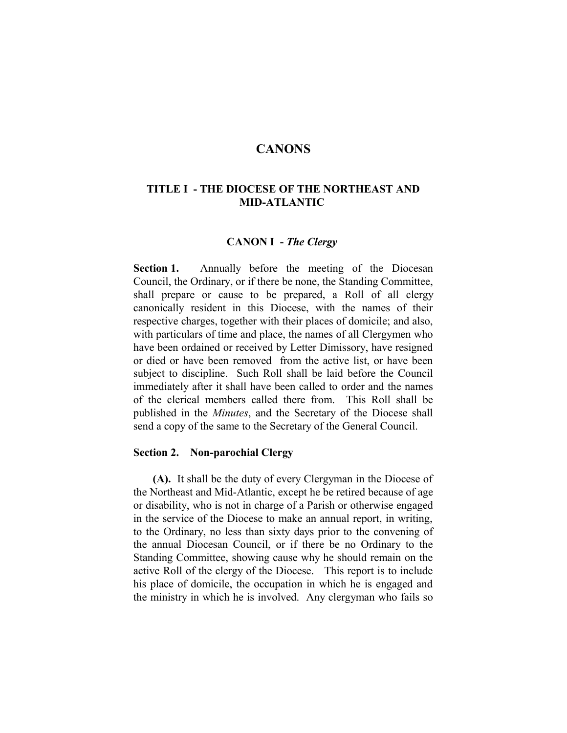# CANONS

## TITLE I - THE DIOCESE OF THE NORTHEAST AND MID-ATLANTIC

### CANON I - *The Clergy*

**Section 1.** Annually before the meeting of the Diocesan Council, the Ordinary, or if there be none, the Standing Committee, shall prepare or cause to be prepared, a Roll of all clergy canonically resident in this Diocese, with the names of their respective charges, together with their places of domicile; and also, with particulars of time and place, the names of all Clergymen who have been ordained or received by Letter Dimissory, have resigned or died or have been removed from the active list, or have been subject to discipline. Such Roll shall be laid before the Council immediately after it shall have been called to order and the names of the clerical members called there from. This Roll shall be published in the *Minutes*, and the Secretary of the Diocese shall send a copy of the same to the Secretary of the General Council.

**Section 2. Non-parochial Clergy**

**(A).** It shall be the duty of every Clergyman in the Diocese of the Northeast and Mid-Atlantic, except he be retired because of age or disability, who is not in charge of a Parish or otherwise engaged in the service of the Diocese to make an annual report, in writing, to the Ordinary, no less than sixty days prior to the convening of the annual Diocesan Council, or if there be no Ordinary to the Standing Committee, showing cause why he should remain on the active Roll of the clergy of the Diocese. This report is to include his place of domicile, the occupation in which he is engaged and the ministry in which he is involved. Any clergyman who fails so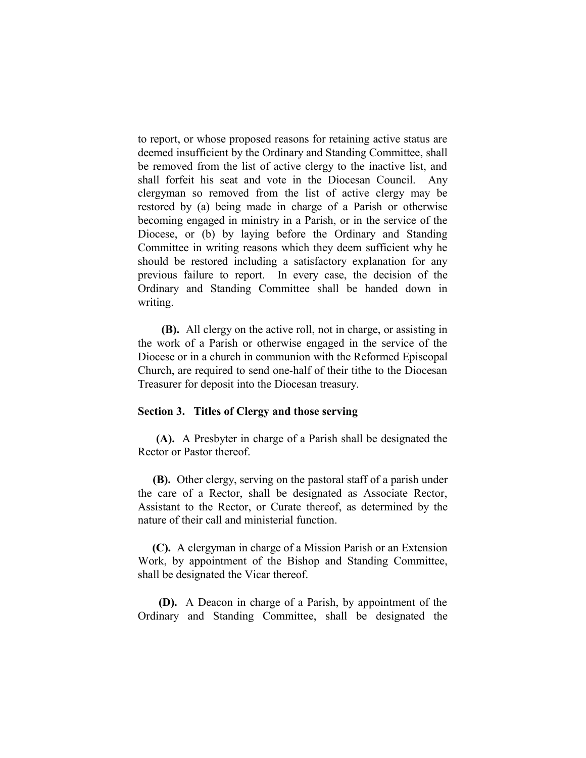to report, or whose proposed reasons for retaining active status are deemed insufficient by the Ordinary and Standing Committee, shall be removed from the list of active clergy to the inactive list, and shall forfeit his seat and vote in the Diocesan Council. Any clergyman so removed from the list of active clergy may be restored by (a) being made in charge of a Parish or otherwise becoming engaged in ministry in a Parish, or in the service of the Diocese, or (b) by laying before the Ordinary and Standing Committee in writing reasons which they deem sufficient why he should be restored including a satisfactory explanation for any previous failure to report. In every case, the decision of the Ordinary and Standing Committee shall be handed down in writing.

**(B).** All clergy on the active roll, not in charge, or assisting in the work of a Parish or otherwise engaged in the service of the Diocese or in a church in communion with the Reformed Episcopal Church, are required to send one-half of their tithe to the Diocesan Treasurer for deposit into the Diocesan treasury.

### Section 3. Titles of Clergy and those serving

**(A).** A Presbyter in charge of a Parish shall be designated the Rector or Pastor thereof.

**(B).** Other clergy, serving on the pastoral staff of a parish under the care of a Rector, shall be designated as Associate Rector, Assistant to the Rector, or Curate thereof, as determined by the nature of their call and ministerial function.

**(C).** A clergyman in charge of a Mission Parish or an Extension Work, by appointment of the Bishop and Standing Committee, shall be designated the Vicar thereof.

**(D).** A Deacon in charge of a Parish, by appointment of the Ordinary and Standing Committee, shall be designated the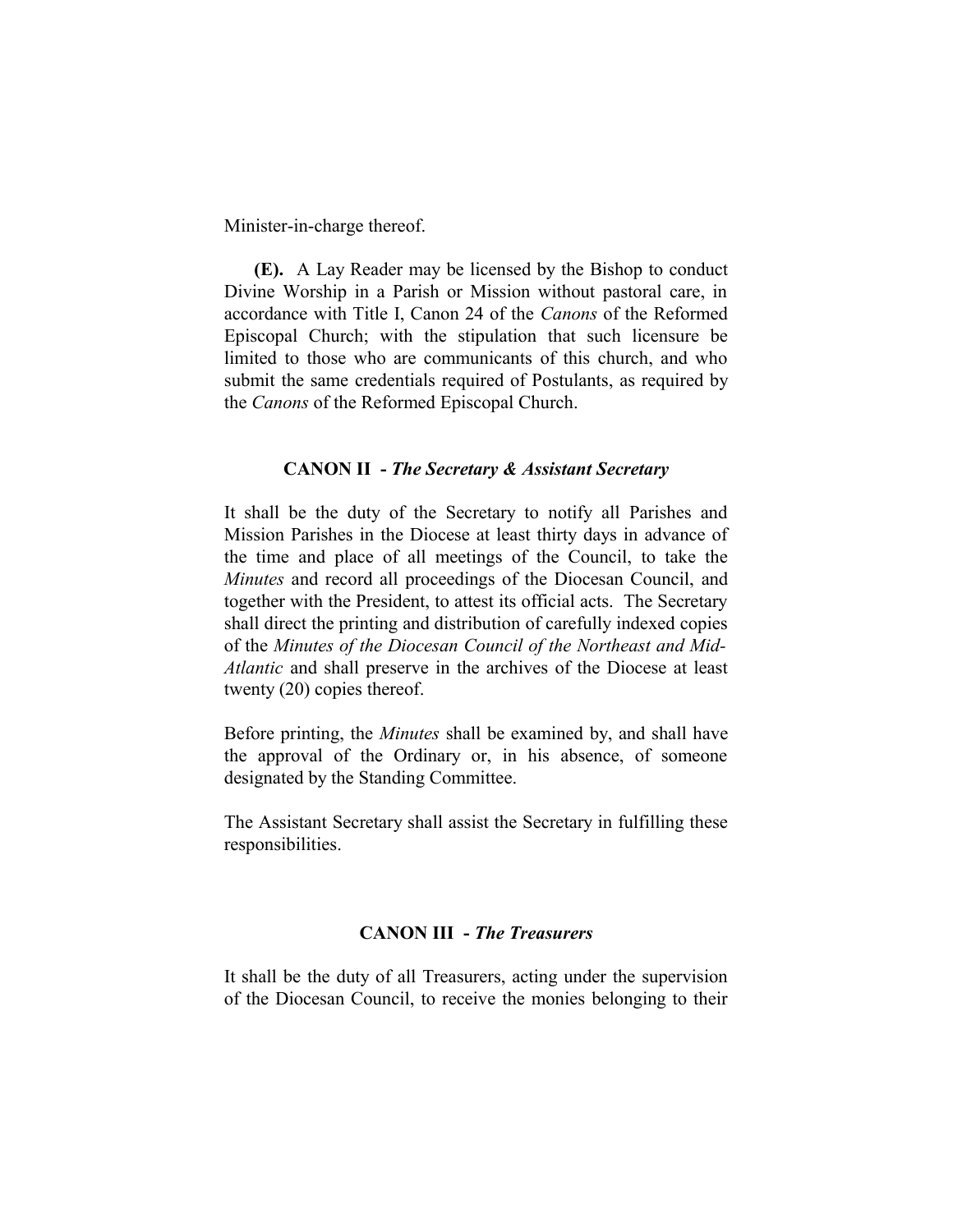Minister-in-charge thereof.

**(E).** A Lay Reader may be licensed by the Bishop to conduct Divine Worship in a Parish or Mission without pastoral care, in accordance with Title I, Canon 24 of the *Canons* of the Reformed Episcopal Church; with the stipulation that such licensure be limited to those who are communicants of this church, and who submit the same credentials required of Postulants, as required by the *Canons* of the Reformed Episcopal Church.

## CANON II - *The Secretary & Assistant Secretary*

It shall be the duty of the Secretary to notify all Parishes and Mission Parishes in the Diocese at least thirty days in advance of the time and place of all meetings of the Council, to take the *Minutes* and record all proceedings of the Diocesan Council, and together with the President, to attest its official acts. The Secretary shall direct the printing and distribution of carefully indexed copies of the *Minutes of the Diocesan Council of the Northeast and Mid-Atlantic* and shall preserve in the archives of the Diocese at least twenty (20) copies thereof.

Before printing, the *Minutes* shall be examined by, and shall have the approval of the Ordinary or, in his absence, of someone designated by the Standing Committee.

The Assistant Secretary shall assist the Secretary in fulfilling these responsibilities.

## CANON III - *The Treasurers*

It shall be the duty of all Treasurers, acting under the supervision of the Diocesan Council, to receive the monies belonging to their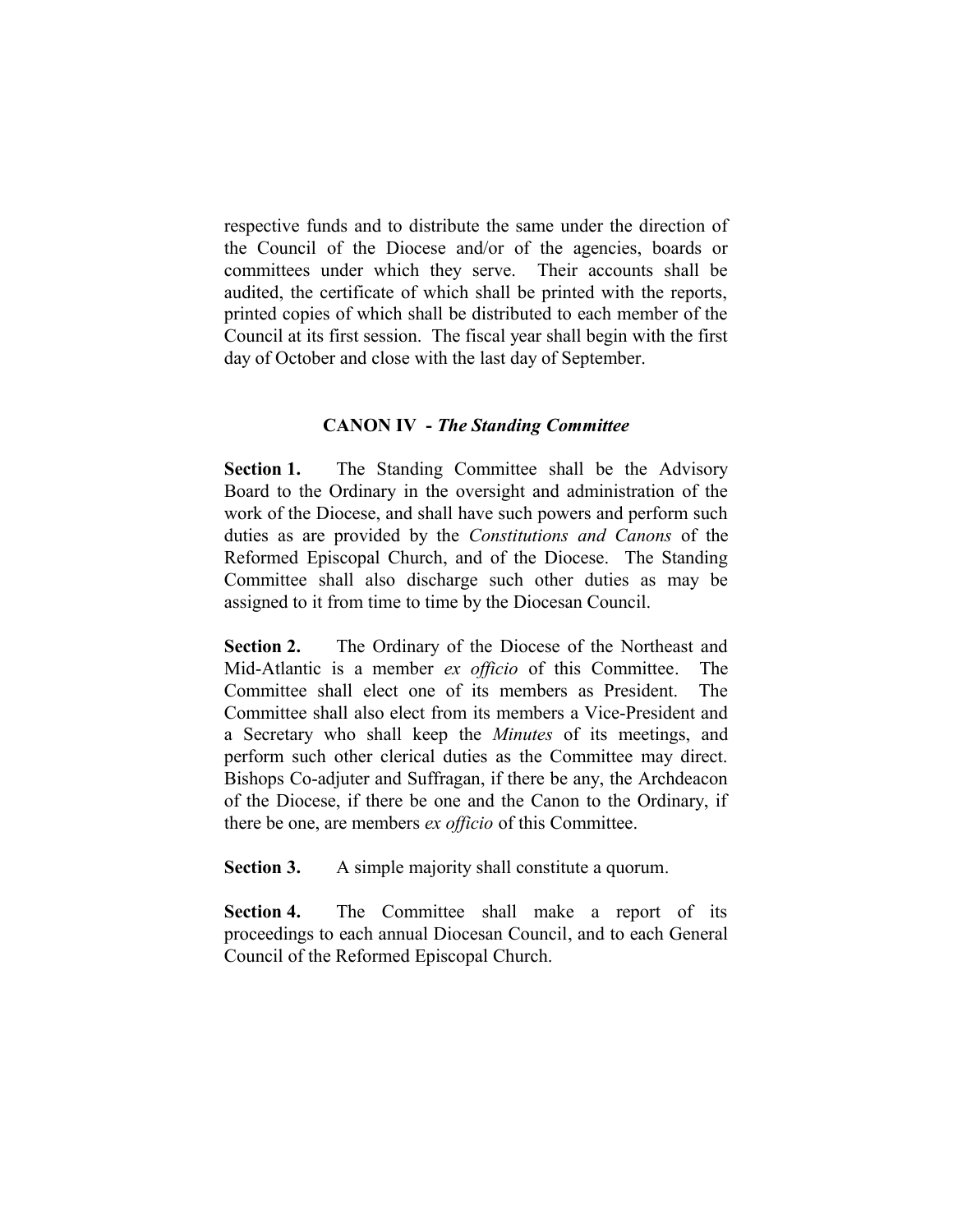respective funds and to distribute the same under the direction of the Council of the Diocese and/or of the agencies, boards or committees under which they serve. Their accounts shall be audited, the certificate of which shall be printed with the reports, printed copies of which shall be distributed to each member of the Council at its first session. The fiscal year shall begin with the first day of October and close with the last day of September.

## CANON IV - *The Standing Committee*

**Section 1.** The Standing Committee shall be the Advisory Board to the Ordinary in the oversight and administration of the work of the Diocese, and shall have such powers and perform such duties as are provided by the *Constitutions and Canons* of the Reformed Episcopal Church, and of the Diocese. The Standing Committee shall also discharge such other duties as may be assigned to it from time to time by the Diocesan Council.

**Section 2.** The Ordinary of the Diocese of the Northeast and Mid-Atlantic is a member *ex officio* of this Committee. The Committee shall elect one of its members as President. The Committee shall also elect from its members a Vice-President and a Secretary who shall keep the *Minutes* of its meetings, and perform such other clerical duties as the Committee may direct. Bishops Co-adjuter and Suffragan, if there be any, the Archdeacon of the Diocese, if there be one and the Canon to the Ordinary, if there be one, are members *ex officio* of this Committee.

**Section 3.** A simple majority shall constitute a quorum.

**Section 4.** The Committee shall make a report of its proceedings to each annual Diocesan Council, and to each General Council of the Reformed Episcopal Church.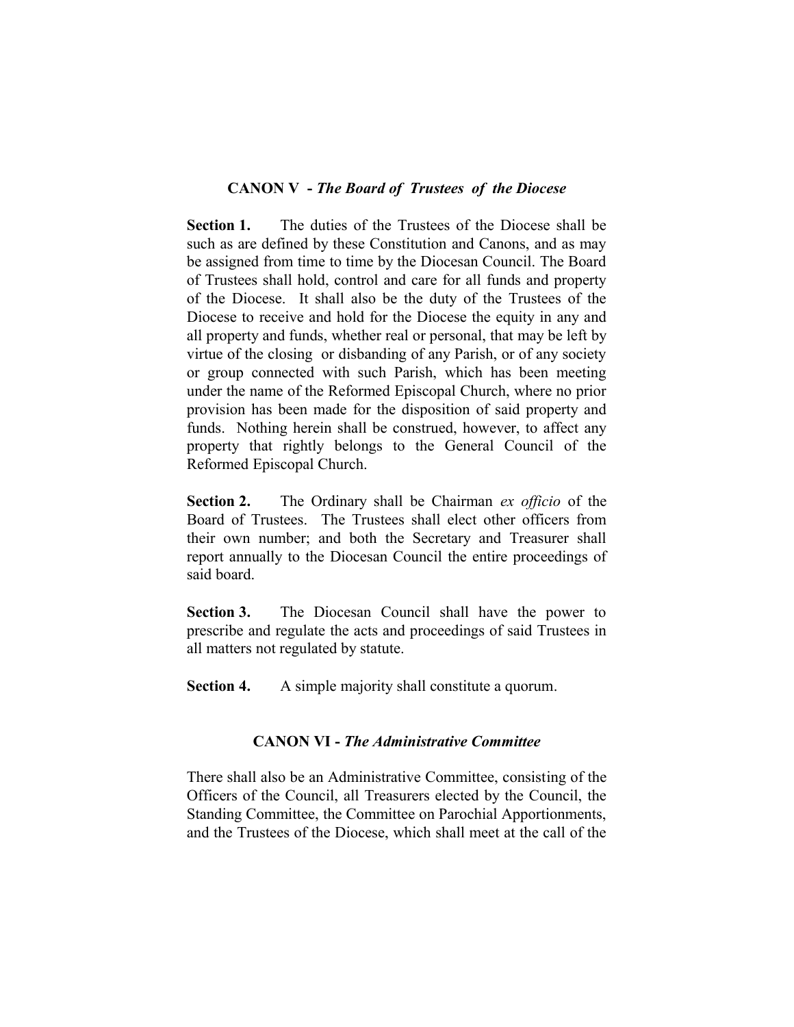## CANON V - *The Board of Trustees of the Diocese*

**Section 1.** The duties of the Trustees of the Diocese shall be such as are defined by these Constitution and Canons, and as may be assigned from time to time by the Diocesan Council. The Board of Trustees shall hold, control and care for all funds and property of the Diocese. It shall also be the duty of the Trustees of the Diocese to receive and hold for the Diocese the equity in any and all property and funds, whether real or personal, that may be left by virtue of the closing or disbanding of any Parish, or of any society or group connected with such Parish, which has been meeting under the name of the Reformed Episcopal Church, where no prior provision has been made for the disposition of said property and funds. Nothing herein shall be construed, however, to affect any property that rightly belongs to the General Council of the Reformed Episcopal Church.

**Section 2.** The Ordinary shall be Chairman *ex officio* of the Board of Trustees. The Trustees shall elect other officers from their own number; and both the Secretary and Treasurer shall report annually to the Diocesan Council the entire proceedings of said board.

**Section 3.** The Diocesan Council shall have the power to prescribe and regulate the acts and proceedings of said Trustees in all matters not regulated by statute.

**Section 4.** A simple majority shall constitute a quorum.

## CANON VI - *The Administrative Committee*

There shall also be an Administrative Committee, consisting of the Officers of the Council, all Treasurers elected by the Council, the Standing Committee, the Committee on Parochial Apportionments, and the Trustees of the Diocese, which shall meet at the call of the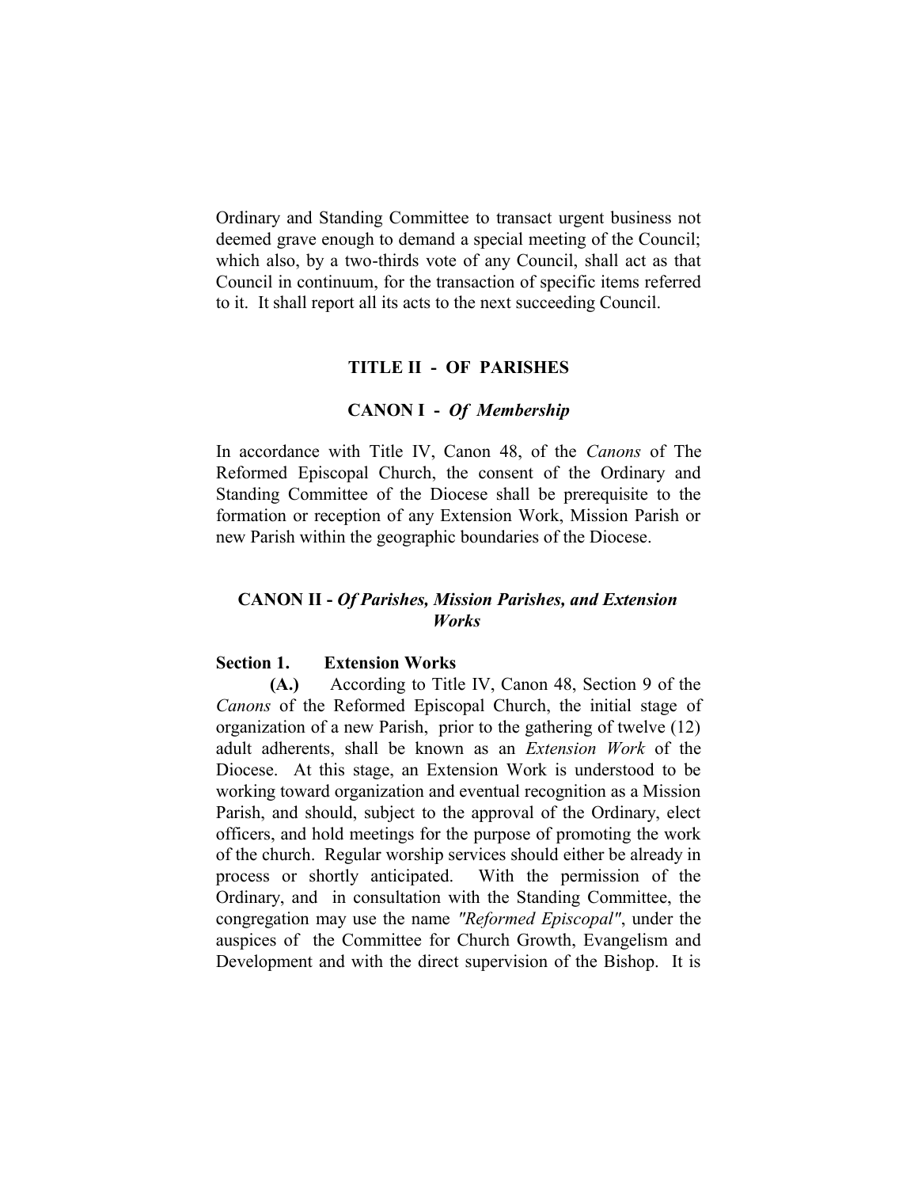Ordinary and Standing Committee to transact urgent business not deemed grave enough to demand a special meeting of the Council; which also, by a two-thirds vote of any Council, shall act as that Council in continuum, for the transaction of specific items referred to it. It shall report all its acts to the next succeeding Council.

## TITLE II - OF PARISHES

### CANON I - *Of Membership*

In accordance with Title IV, Canon 48, of the *Canons* of The Reformed Episcopal Church, the consent of the Ordinary and Standing Committee of the Diocese shall be prerequisite to the formation or reception of any Extension Work, Mission Parish or new Parish within the geographic boundaries of the Diocese.

### CANON II - *Of Parishes, Mission Parishes, and Extension Works*

**Section 1. Extension Works**

**(A.)** According to Title IV, Canon 48, Section 9 of the *Canons* of the Reformed Episcopal Church, the initial stage of organization of a new Parish, prior to the gathering of twelve (12) adult adherents, shall be known as an *Extension Work* of the Diocese. At this stage, an Extension Work is understood to be working toward organization and eventual recognition as a Mission Parish, and should, subject to the approval of the Ordinary, elect officers, and hold meetings for the purpose of promoting the work of the church. Regular worship services should either be already in process or shortly anticipated. With the permission of the Ordinary, and in consultation with the Standing Committee, the congregation may use the name *"Reformed Episcopal"*, under the auspices of the Committee for Church Growth, Evangelism and Development and with the direct supervision of the Bishop. It is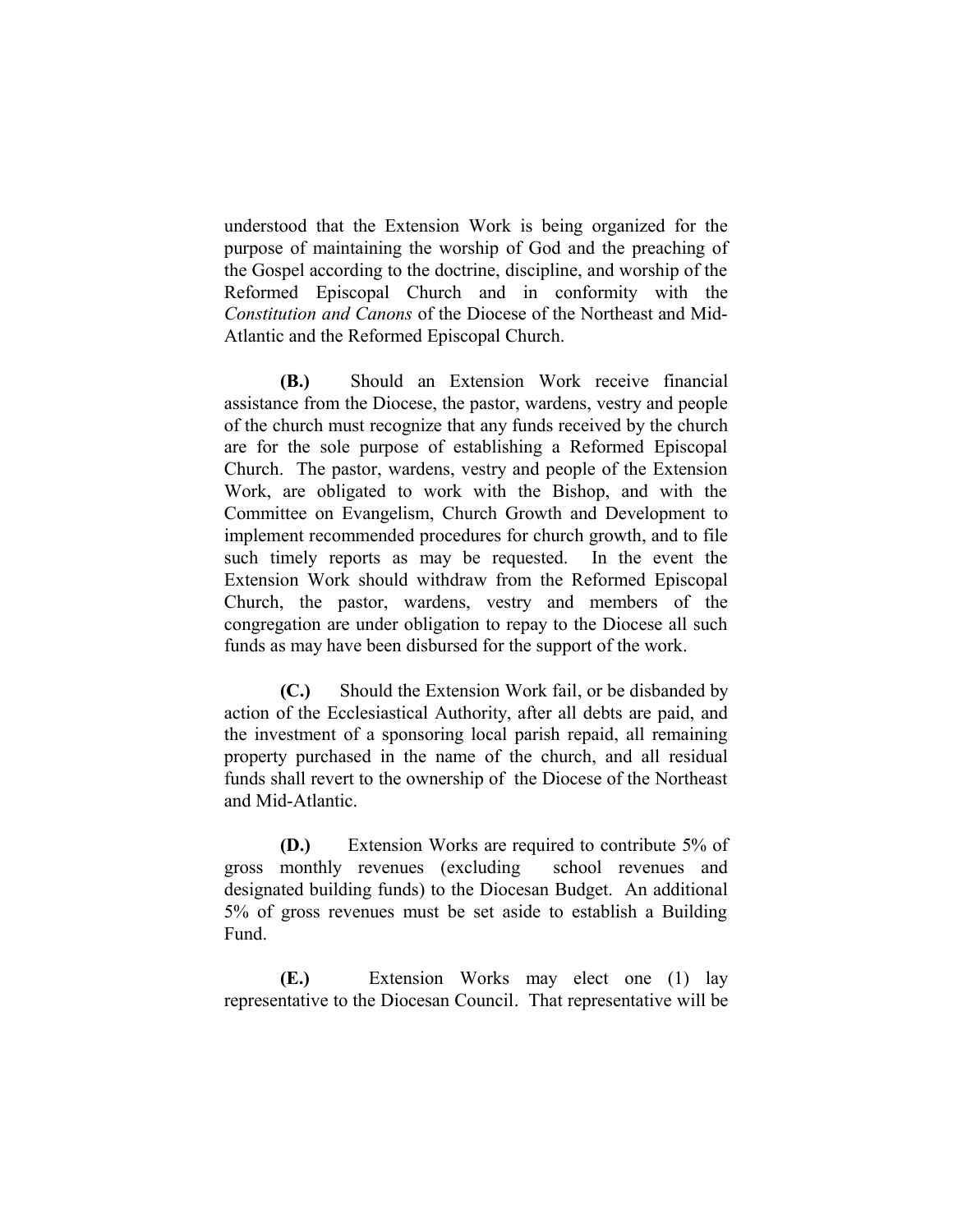understood that the Extension Work is being organized for the purpose of maintaining the worship of God and the preaching of the Gospel according to the doctrine, discipline, and worship of the Reformed Episcopal Church and in conformity with the *Constitution and Canons* of the Diocese of the Northeast and Mid-Atlantic and the Reformed Episcopal Church.

**(B.)** Should an Extension Work receive financial assistance from the Diocese, the pastor, wardens, vestry and people of the church must recognize that any funds received by the church are for the sole purpose of establishing a Reformed Episcopal Church. The pastor, wardens, vestry and people of the Extension Work, are obligated to work with the Bishop, and with the Committee on Evangelism, Church Growth and Development to implement recommended procedures for church growth, and to file such timely reports as may be requested. In the event the Extension Work should withdraw from the Reformed Episcopal Church, the pastor, wardens, vestry and members of the congregation are under obligation to repay to the Diocese all such funds as may have been disbursed for the support of the work.

**(C.)** Should the Extension Work fail, or be disbanded by action of the Ecclesiastical Authority, after all debts are paid, and the investment of a sponsoring local parish repaid, all remaining property purchased in the name of the church, and all residual funds shall revert to the ownership of the Diocese of the Northeast and Mid-Atlantic.

**(D.)** Extension Works are required to contribute 5% of gross monthly revenues (excluding school revenues and designated building funds) to the Diocesan Budget. An additional 5% of gross revenues must be set aside to establish a Building Fund.

**(E.)** Extension Works may elect one (1) lay representative to the Diocesan Council. That representative will be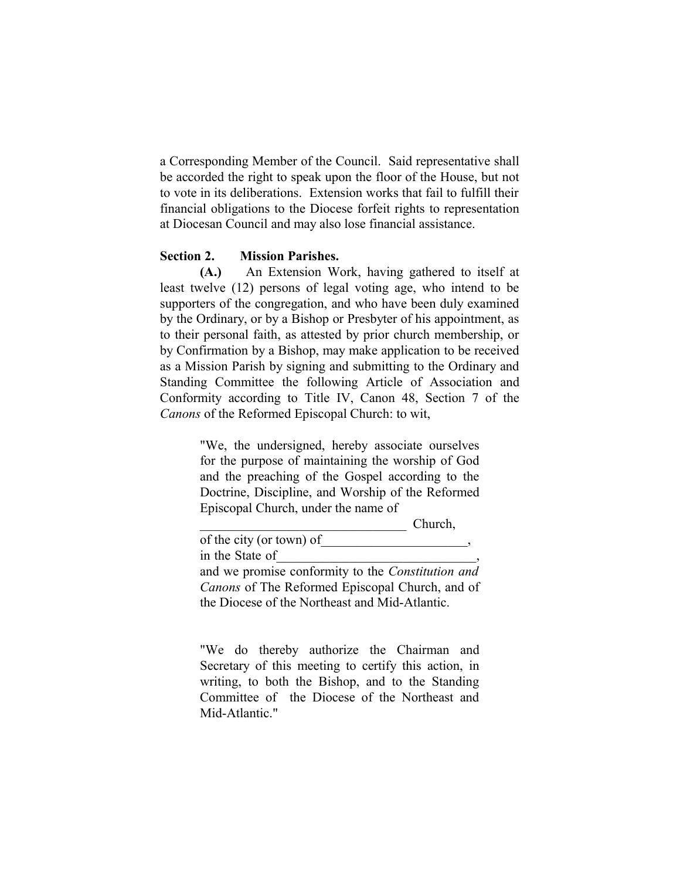a Corresponding Member of the Council. Said representative shall be accorded the right to speak upon the floor of the House, but not to vote in its deliberations. Extension works that fail to fulfill their financial obligations to the Diocese forfeit rights to representation at Diocesan Council and may also lose financial assistance.

**Section 2. Mission Parishes.**

**(A.)** An Extension Work, having gathered to itself at least twelve (12) persons of legal voting age, who intend to be supporters of the congregation, and who have been duly examined by the Ordinary, or by a Bishop or Presbyter of his appointment, as to their personal faith, as attested by prior church membership, or by Confirmation by a Bishop, may make application to be received as a Mission Parish by signing and submitting to the Ordinary and Standing Committee the following Article of Association and Conformity according to Title IV, Canon 48, Section 7 of the *Canons* of the Reformed Episcopal Church: to wit,

> "We, the undersigned, hereby associate ourselves for the purpose of maintaining the worship of God and the preaching of the Gospel according to the Doctrine, Discipline, and Worship of the Reformed Episcopal Church, under the name of
> _______________________________ Church,
> of the city (or town) of______________________,
> in the State of_____________________________,
> and we promise conformity to the *Constitution and Canons* of The Reformed Episcopal Church, and of the Diocese of the Northeast and Mid-Atlantic.
>
> "We do thereby authorize the Chairman and Secretary of this meeting to certify this action, in writing, to both the Bishop, and to the Standing Committee of the Diocese of the Northeast and Mid-Atlantic."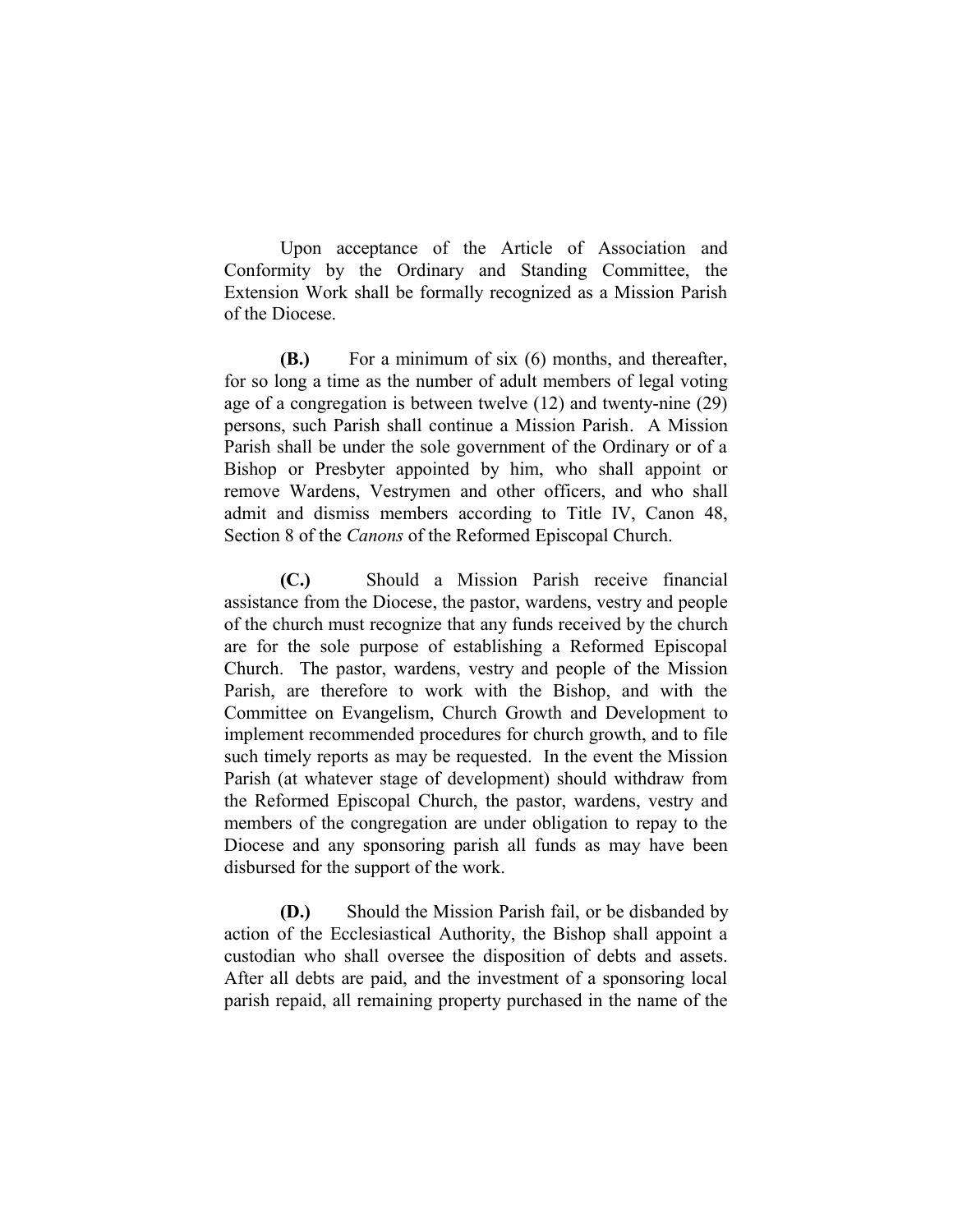Upon acceptance of the Article of Association and Conformity by the Ordinary and Standing Committee, the Extension Work shall be formally recognized as a Mission Parish of the Diocese.

**(B.)** For a minimum of six (6) months, and thereafter, for so long a time as the number of adult members of legal voting age of a congregation is between twelve (12) and twenty-nine (29) persons, such Parish shall continue a Mission Parish. A Mission Parish shall be under the sole government of the Ordinary or of a Bishop or Presbyter appointed by him, who shall appoint or remove Wardens, Vestrymen and other officers, and who shall admit and dismiss members according to Title IV, Canon 48, Section 8 of the *Canons* of the Reformed Episcopal Church.

**(C.)** Should a Mission Parish receive financial assistance from the Diocese, the pastor, wardens, vestry and people of the church must recognize that any funds received by the church are for the sole purpose of establishing a Reformed Episcopal Church. The pastor, wardens, vestry and people of the Mission Parish, are therefore to work with the Bishop, and with the Committee on Evangelism, Church Growth and Development to implement recommended procedures for church growth, and to file such timely reports as may be requested. In the event the Mission Parish (at whatever stage of development) should withdraw from the Reformed Episcopal Church, the pastor, wardens, vestry and members of the congregation are under obligation to repay to the Diocese and any sponsoring parish all funds as may have been disbursed for the support of the work.

**(D.)** Should the Mission Parish fail, or be disbanded by action of the Ecclesiastical Authority, the Bishop shall appoint a custodian who shall oversee the disposition of debts and assets. After all debts are paid, and the investment of a sponsoring local parish repaid, all remaining property purchased in the name of the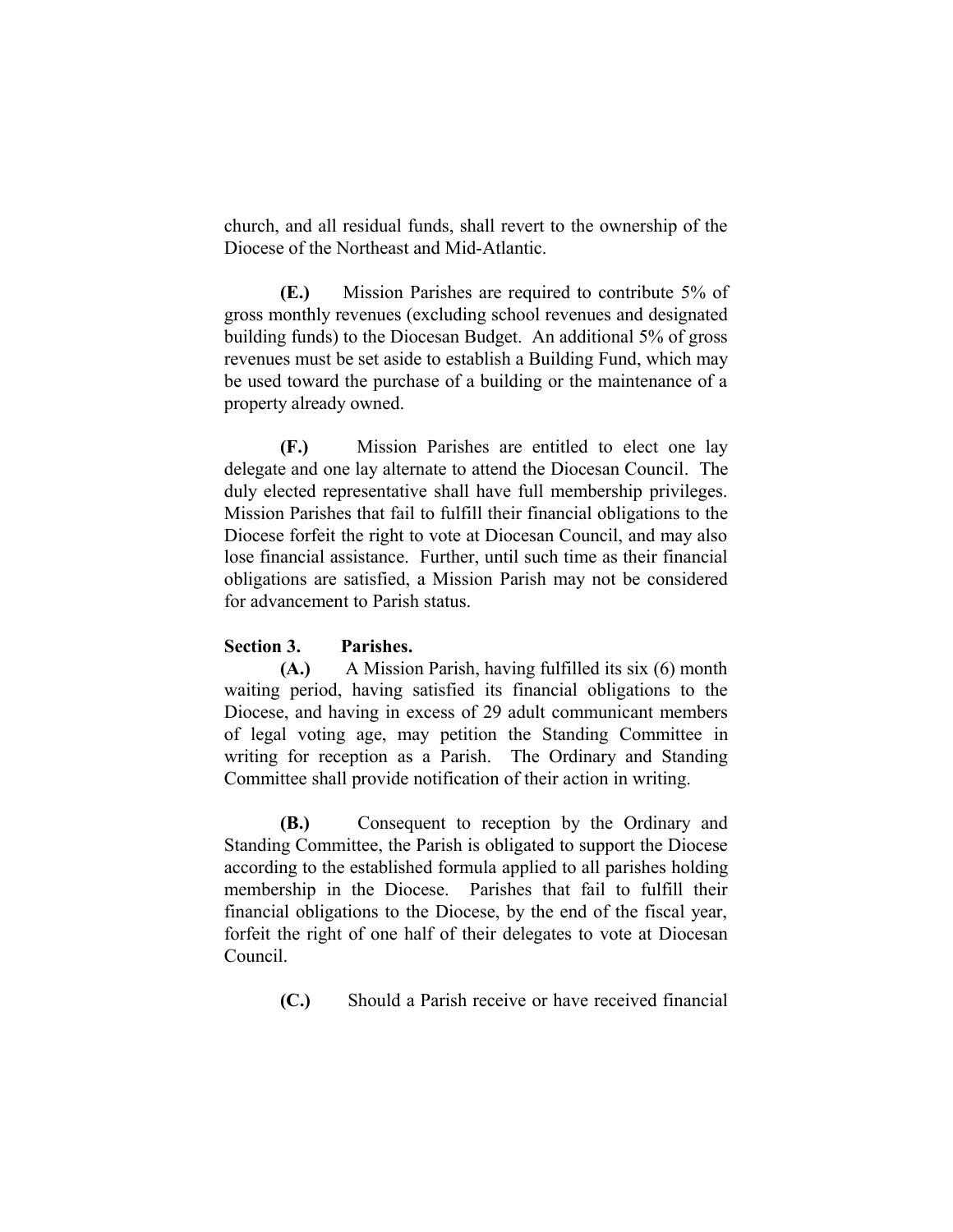church, and all residual funds, shall revert to the ownership of the Diocese of the Northeast and Mid-Atlantic.

**(E.)** Mission Parishes are required to contribute 5% of gross monthly revenues (excluding school revenues and designated building funds) to the Diocesan Budget. An additional 5% of gross revenues must be set aside to establish a Building Fund, which may be used toward the purchase of a building or the maintenance of a property already owned.

**(F.)** Mission Parishes are entitled to elect one lay delegate and one lay alternate to attend the Diocesan Council. The duly elected representative shall have full membership privileges. Mission Parishes that fail to fulfill their financial obligations to the Diocese forfeit the right to vote at Diocesan Council, and may also lose financial assistance. Further, until such time as their financial obligations are satisfied, a Mission Parish may not be considered for advancement to Parish status.

**Section 3. Parishes.**

**(A.)** A Mission Parish, having fulfilled its six (6) month waiting period, having satisfied its financial obligations to the Diocese, and having in excess of 29 adult communicant members of legal voting age, may petition the Standing Committee in writing for reception as a Parish. The Ordinary and Standing Committee shall provide notification of their action in writing.

**(B.)** Consequent to reception by the Ordinary and Standing Committee, the Parish is obligated to support the Diocese according to the established formula applied to all parishes holding membership in the Diocese. Parishes that fail to fulfill their financial obligations to the Diocese, by the end of the fiscal year, forfeit the right of one half of their delegates to vote at Diocesan Council.

**(C.)** Should a Parish receive or have received financial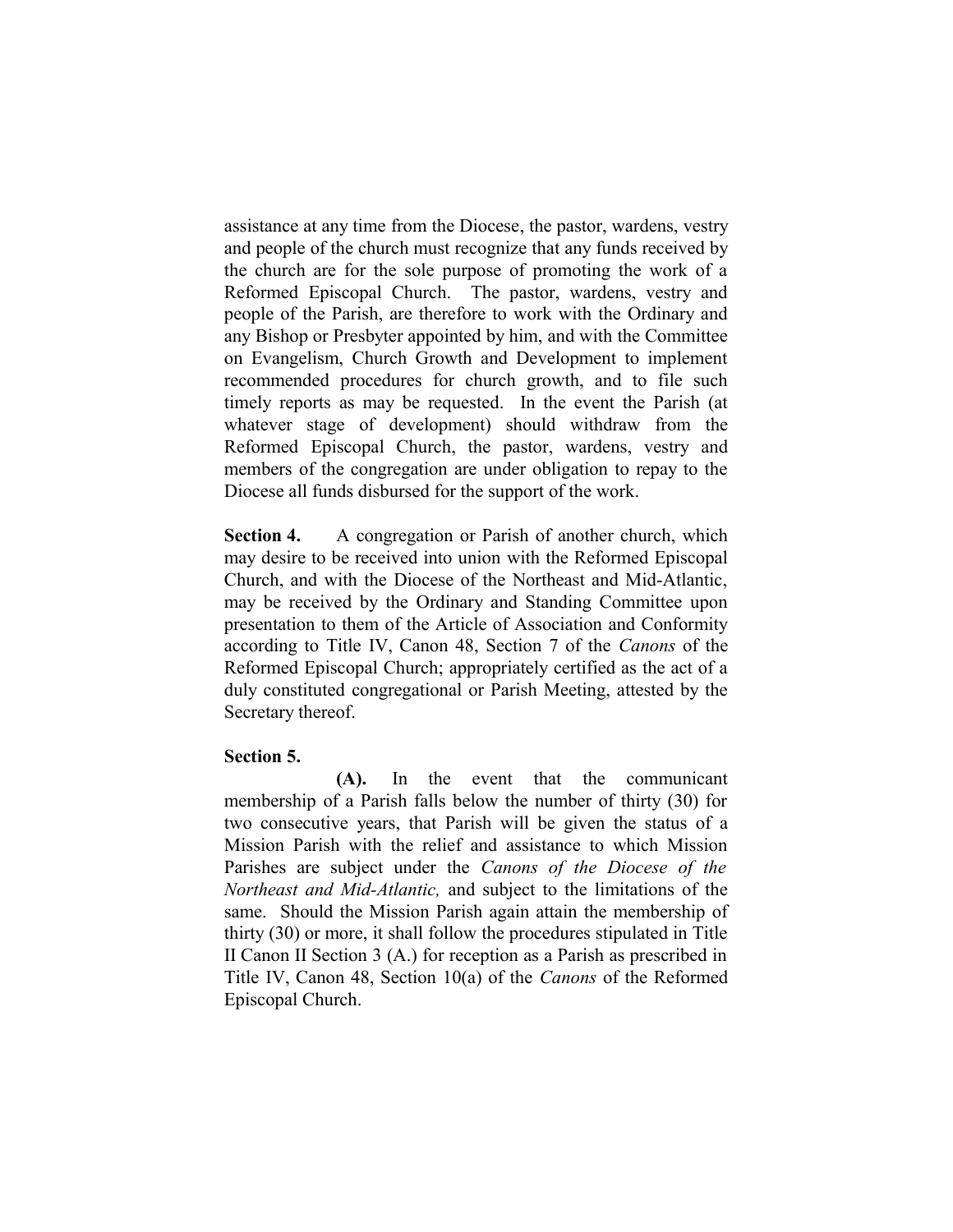assistance at any time from the Diocese, the pastor, wardens, vestry and people of the church must recognize that any funds received by the church are for the sole purpose of promoting the work of a Reformed Episcopal Church. The pastor, wardens, vestry and people of the Parish, are therefore to work with the Ordinary and any Bishop or Presbyter appointed by him, and with the Committee on Evangelism, Church Growth and Development to implement recommended procedures for church growth, and to file such timely reports as may be requested. In the event the Parish (at whatever stage of development) should withdraw from the Reformed Episcopal Church, the pastor, wardens, vestry and members of the congregation are under obligation to repay to the Diocese all funds disbursed for the support of the work.

**Section 4.** A congregation or Parish of another church, which may desire to be received into union with the Reformed Episcopal Church, and with the Diocese of the Northeast and Mid-Atlantic, may be received by the Ordinary and Standing Committee upon presentation to them of the Article of Association and Conformity according to Title IV, Canon 48, Section 7 of the *Canons* of the Reformed Episcopal Church; appropriately certified as the act of a duly constituted congregational or Parish Meeting, attested by the Secretary thereof.

**Section 5.**

**(A).** In the event that the communicant membership of a Parish falls below the number of thirty (30) for two consecutive years, that Parish will be given the status of a Mission Parish with the relief and assistance to which Mission Parishes are subject under the *Canons of the Diocese of the Northeast and Mid-Atlantic,* and subject to the limitations of the same. Should the Mission Parish again attain the membership of thirty (30) or more, it shall follow the procedures stipulated in Title II Canon II Section 3 (A.) for reception as a Parish as prescribed in Title IV, Canon 48, Section 10(a) of the *Canons* of the Reformed Episcopal Church.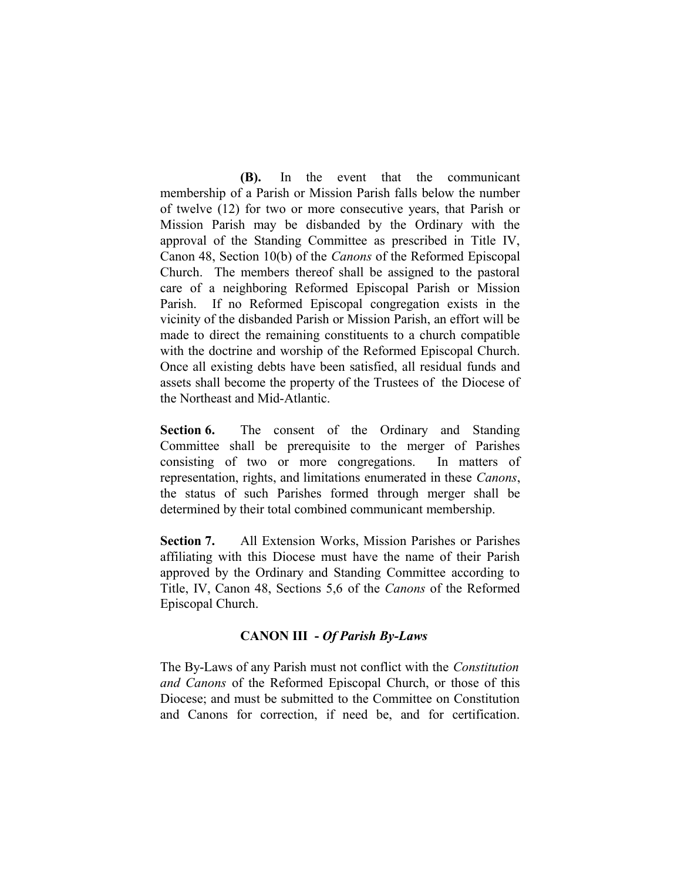**(B).** In the event that the communicant membership of a Parish or Mission Parish falls below the number of twelve (12) for two or more consecutive years, that Parish or Mission Parish may be disbanded by the Ordinary with the approval of the Standing Committee as prescribed in Title IV, Canon 48, Section 10(b) of the *Canons* of the Reformed Episcopal Church. The members thereof shall be assigned to the pastoral care of a neighboring Reformed Episcopal Parish or Mission Parish. If no Reformed Episcopal congregation exists in the vicinity of the disbanded Parish or Mission Parish, an effort will be made to direct the remaining constituents to a church compatible with the doctrine and worship of the Reformed Episcopal Church. Once all existing debts have been satisfied, all residual funds and assets shall become the property of the Trustees of the Diocese of the Northeast and Mid-Atlantic.

**Section 6.** The consent of the Ordinary and Standing Committee shall be prerequisite to the merger of Parishes consisting of two or more congregations. In matters of representation, rights, and limitations enumerated in these *Canons*, the status of such Parishes formed through merger shall be determined by their total combined communicant membership.

**Section 7.** All Extension Works, Mission Parishes or Parishes affiliating with this Diocese must have the name of their Parish approved by the Ordinary and Standing Committee according to Title, IV, Canon 48, Sections 5,6 of the *Canons* of the Reformed Episcopal Church.

### CANON III - *Of Parish By-Laws*

The By-Laws of any Parish must not conflict with the *Constitution and Canons* of the Reformed Episcopal Church, or those of this Diocese; and must be submitted to the Committee on Constitution and Canons for correction, if need be, and for certification.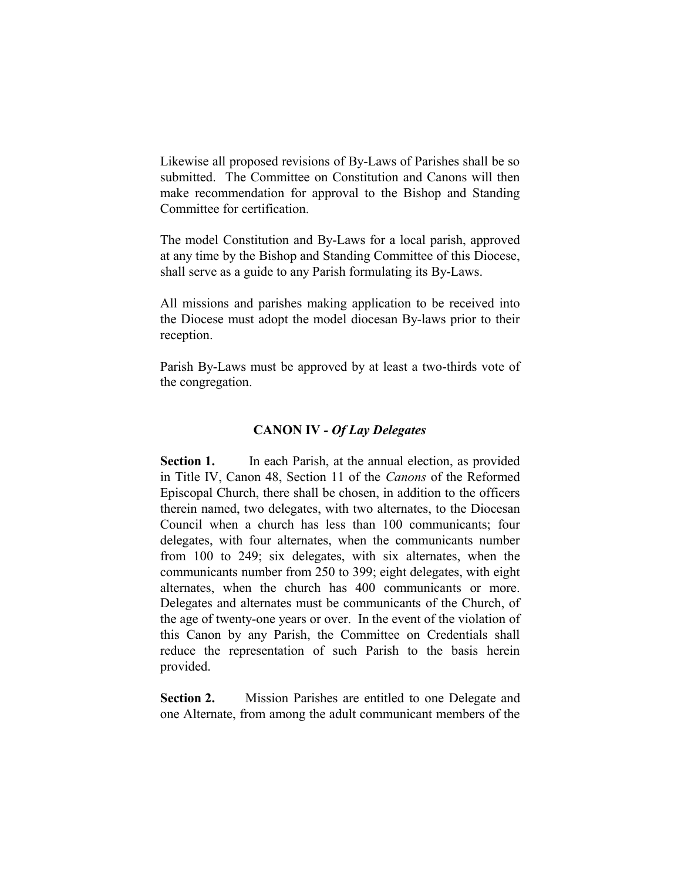Likewise all proposed revisions of By-Laws of Parishes shall be so submitted. The Committee on Constitution and Canons will then make recommendation for approval to the Bishop and Standing Committee for certification.

The model Constitution and By-Laws for a local parish, approved at any time by the Bishop and Standing Committee of this Diocese, shall serve as a guide to any Parish formulating its By-Laws.

All missions and parishes making application to be received into the Diocese must adopt the model diocesan By-laws prior to their reception.

Parish By-Laws must be approved by at least a two-thirds vote of the congregation.

### CANON IV - *Of Lay Delegates*

**Section 1.** In each Parish, at the annual election, as provided in Title IV, Canon 48, Section 11 of the *Canons* of the Reformed Episcopal Church, there shall be chosen, in addition to the officers therein named, two delegates, with two alternates, to the Diocesan Council when a church has less than 100 communicants; four delegates, with four alternates, when the communicants number from 100 to 249; six delegates, with six alternates, when the communicants number from 250 to 399; eight delegates, with eight alternates, when the church has 400 communicants or more. Delegates and alternates must be communicants of the Church, of the age of twenty-one years or over. In the event of the violation of this Canon by any Parish, the Committee on Credentials shall reduce the representation of such Parish to the basis herein provided.

**Section 2.** Mission Parishes are entitled to one Delegate and one Alternate, from among the adult communicant members of the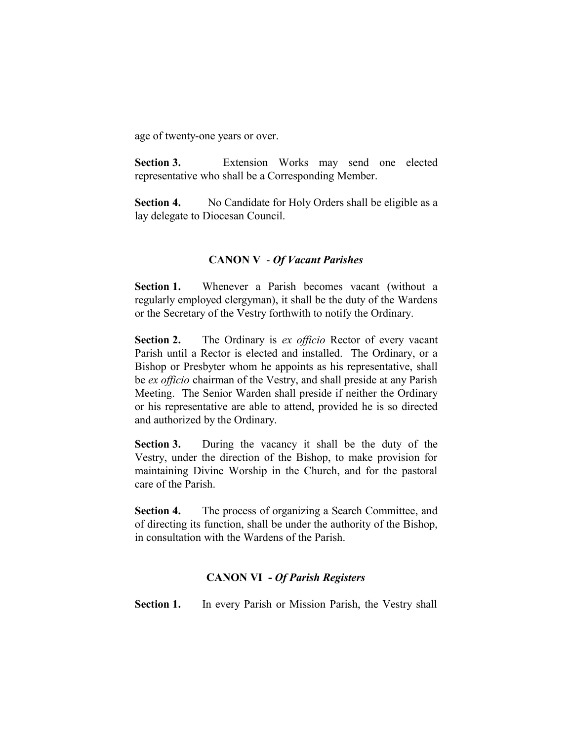age of twenty-one years or over.

**Section 3.** Extension Works may send one elected representative who shall be a Corresponding Member.

**Section 4.** No Candidate for Holy Orders shall be eligible as a lay delegate to Diocesan Council.

## CANON V - *Of Vacant Parishes*

**Section 1.** Whenever a Parish becomes vacant (without a regularly employed clergyman), it shall be the duty of the Wardens or the Secretary of the Vestry forthwith to notify the Ordinary.

**Section 2.** The Ordinary is *ex officio* Rector of every vacant Parish until a Rector is elected and installed. The Ordinary, or a Bishop or Presbyter whom he appoints as his representative, shall be *ex officio* chairman of the Vestry, and shall preside at any Parish Meeting. The Senior Warden shall preside if neither the Ordinary or his representative are able to attend, provided he is so directed and authorized by the Ordinary.

**Section 3.** During the vacancy it shall be the duty of the Vestry, under the direction of the Bishop, to make provision for maintaining Divine Worship in the Church, and for the pastoral care of the Parish.

**Section 4.** The process of organizing a Search Committee, and of directing its function, shall be under the authority of the Bishop, in consultation with the Wardens of the Parish.

## CANON VI - *Of Parish Registers*

**Section 1.** In every Parish or Mission Parish, the Vestry shall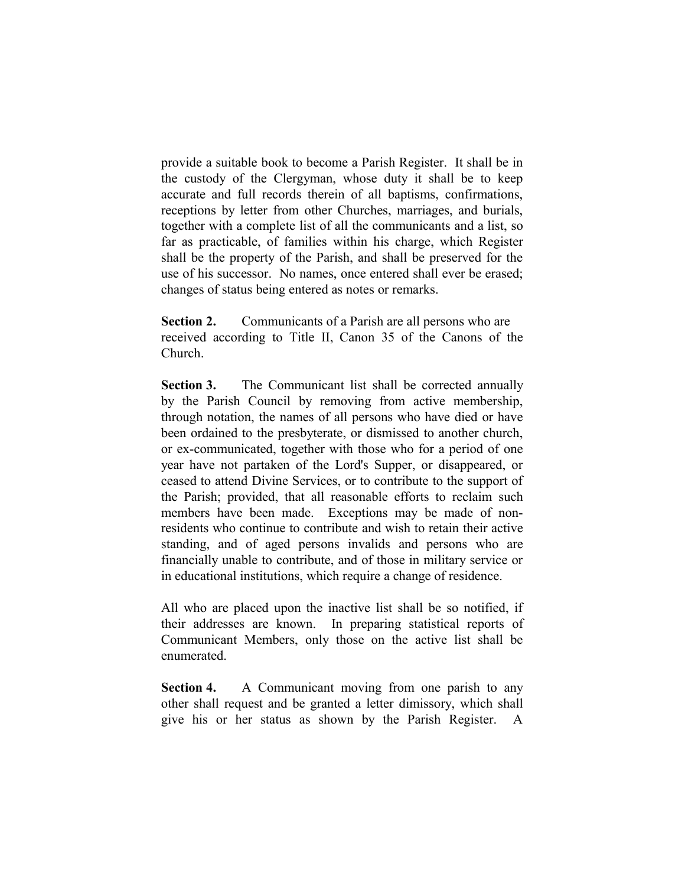provide a suitable book to become a Parish Register. It shall be in the custody of the Clergyman, whose duty it shall be to keep accurate and full records therein of all baptisms, confirmations, receptions by letter from other Churches, marriages, and burials, together with a complete list of all the communicants and a list, so far as practicable, of families within his charge, which Register shall be the property of the Parish, and shall be preserved for the use of his successor. No names, once entered shall ever be erased; changes of status being entered as notes or remarks.

**Section 2.** Communicants of a Parish are all persons who are received according to Title II, Canon 35 of the Canons of the Church.

**Section 3.** The Communicant list shall be corrected annually by the Parish Council by removing from active membership, through notation, the names of all persons who have died or have been ordained to the presbyterate, or dismissed to another church, or ex-communicated, together with those who for a period of one year have not partaken of the Lord's Supper, or disappeared, or ceased to attend Divine Services, or to contribute to the support of the Parish; provided, that all reasonable efforts to reclaim such members have been made. Exceptions may be made of non-residents who continue to contribute and wish to retain their active standing, and of aged persons invalids and persons who are financially unable to contribute, and of those in military service or in educational institutions, which require a change of residence.

All who are placed upon the inactive list shall be so notified, if their addresses are known. In preparing statistical reports of Communicant Members, only those on the active list shall be enumerated.

**Section 4.** A Communicant moving from one parish to any other shall request and be granted a letter dimissory, which shall give his or her status as shown by the Parish Register. A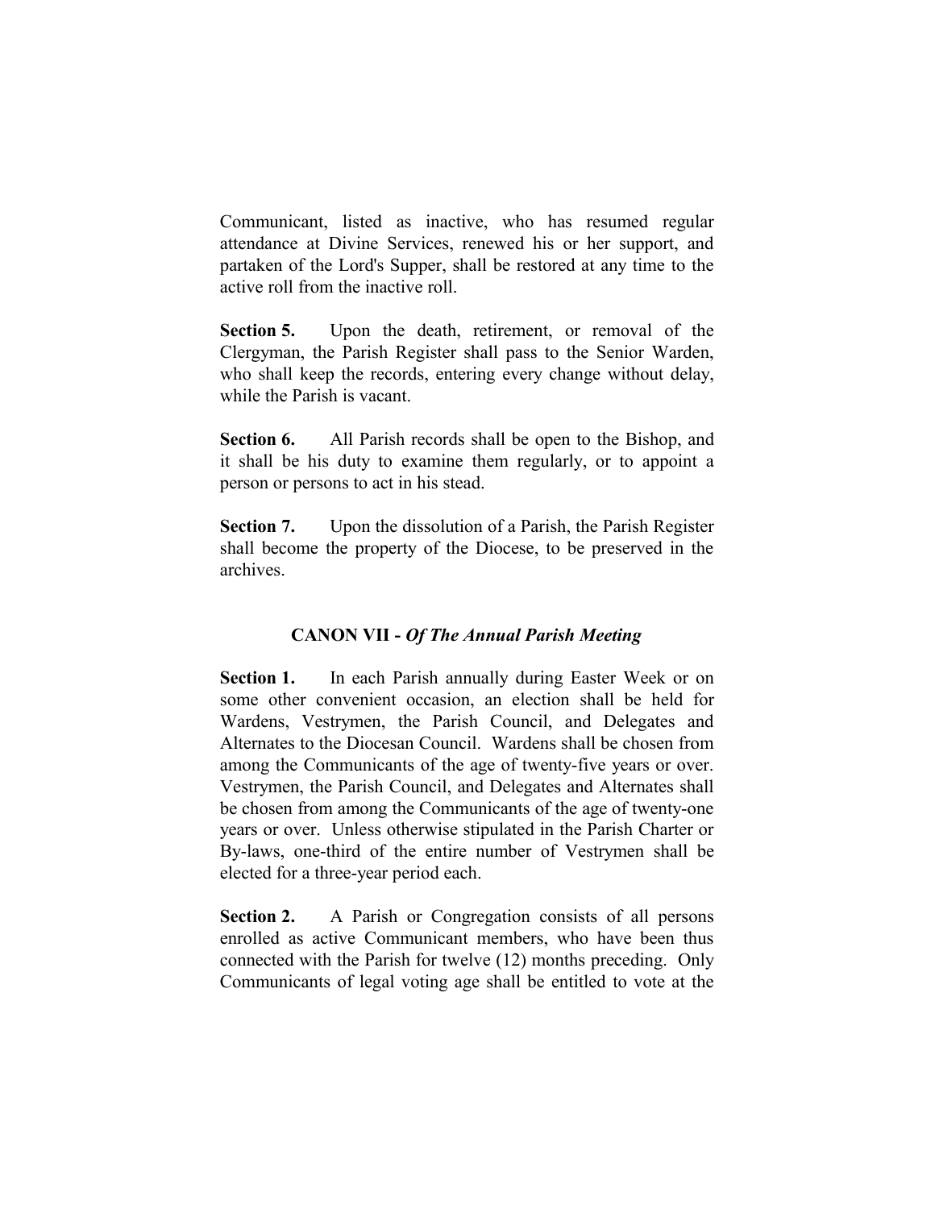Communicant, listed as inactive, who has resumed regular attendance at Divine Services, renewed his or her support, and partaken of the Lord's Supper, shall be restored at any time to the active roll from the inactive roll.

**Section 5.** Upon the death, retirement, or removal of the Clergyman, the Parish Register shall pass to the Senior Warden, who shall keep the records, entering every change without delay, while the Parish is vacant.

**Section 6.** All Parish records shall be open to the Bishop, and it shall be his duty to examine them regularly, or to appoint a person or persons to act in his stead.

**Section 7.** Upon the dissolution of a Parish, the Parish Register shall become the property of the Diocese, to be preserved in the archives.

## CANON VII - *Of The Annual Parish Meeting*

**Section 1.** In each Parish annually during Easter Week or on some other convenient occasion, an election shall be held for Wardens, Vestrymen, the Parish Council, and Delegates and Alternates to the Diocesan Council. Wardens shall be chosen from among the Communicants of the age of twenty-five years or over. Vestrymen, the Parish Council, and Delegates and Alternates shall be chosen from among the Communicants of the age of twenty-one years or over. Unless otherwise stipulated in the Parish Charter or By-laws, one-third of the entire number of Vestrymen shall be elected for a three-year period each.

**Section 2.** A Parish or Congregation consists of all persons enrolled as active Communicant members, who have been thus connected with the Parish for twelve (12) months preceding. Only Communicants of legal voting age shall be entitled to vote at the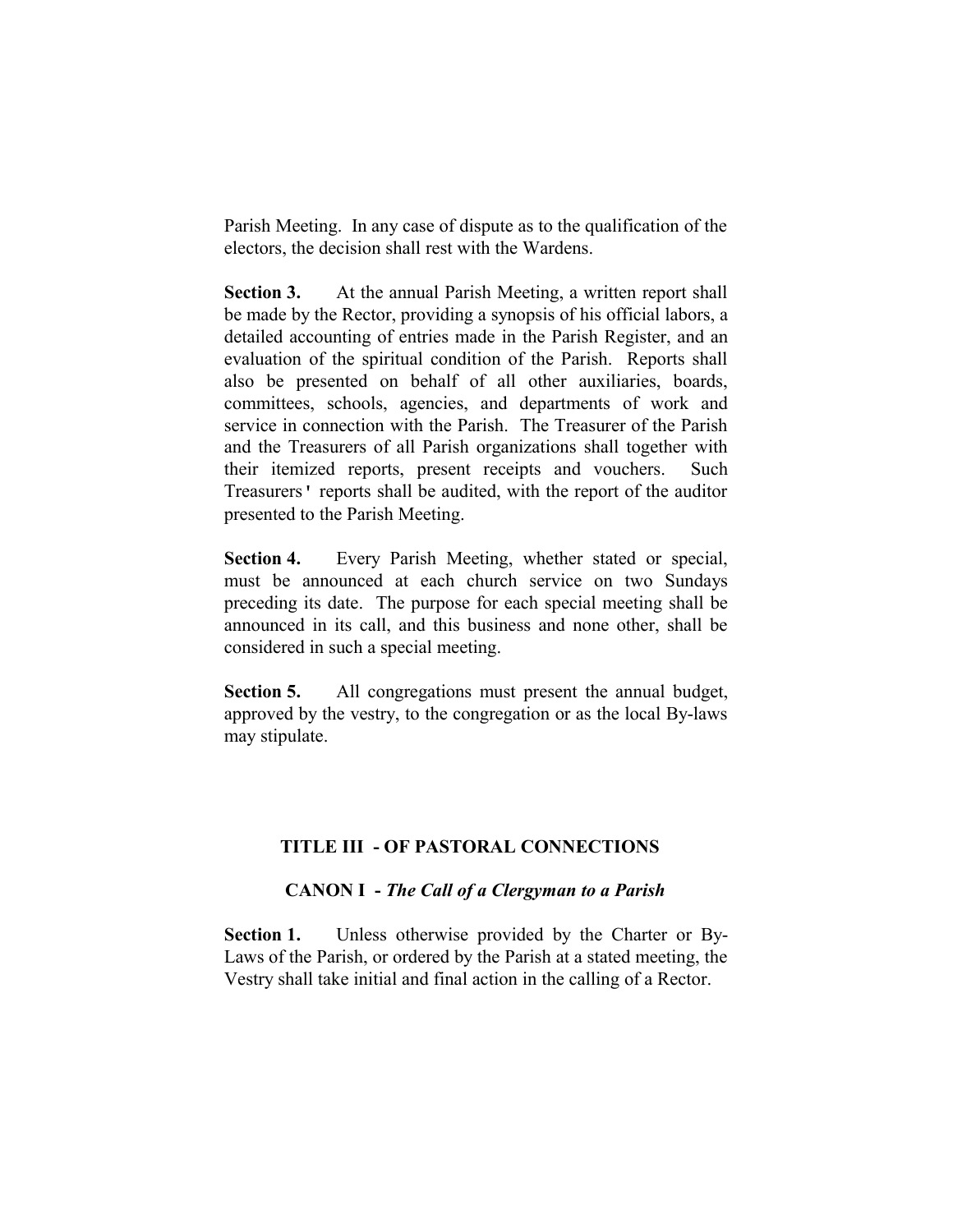Parish Meeting. In any case of dispute as to the qualification of the electors, the decision shall rest with the Wardens.

**Section 3.** At the annual Parish Meeting, a written report shall be made by the Rector, providing a synopsis of his official labors, a detailed accounting of entries made in the Parish Register, and an evaluation of the spiritual condition of the Parish. Reports shall also be presented on behalf of all other auxiliaries, boards, committees, schools, agencies, and departments of work and service in connection with the Parish. The Treasurer of the Parish and the Treasurers of all Parish organizations shall together with their itemized reports, present receipts and vouchers. Such Treasurers' reports shall be audited, with the report of the auditor presented to the Parish Meeting.

**Section 4.** Every Parish Meeting, whether stated or special, must be announced at each church service on two Sundays preceding its date. The purpose for each special meeting shall be announced in its call, and this business and none other, shall be considered in such a special meeting.

**Section 5.** All congregations must present the annual budget, approved by the vestry, to the congregation or as the local By-laws may stipulate.

## TITLE III - OF PASTORAL CONNECTIONS

### CANON I - *The Call of a Clergyman to a Parish*

**Section 1.** Unless otherwise provided by the Charter or By-Laws of the Parish, or ordered by the Parish at a stated meeting, the Vestry shall take initial and final action in the calling of a Rector.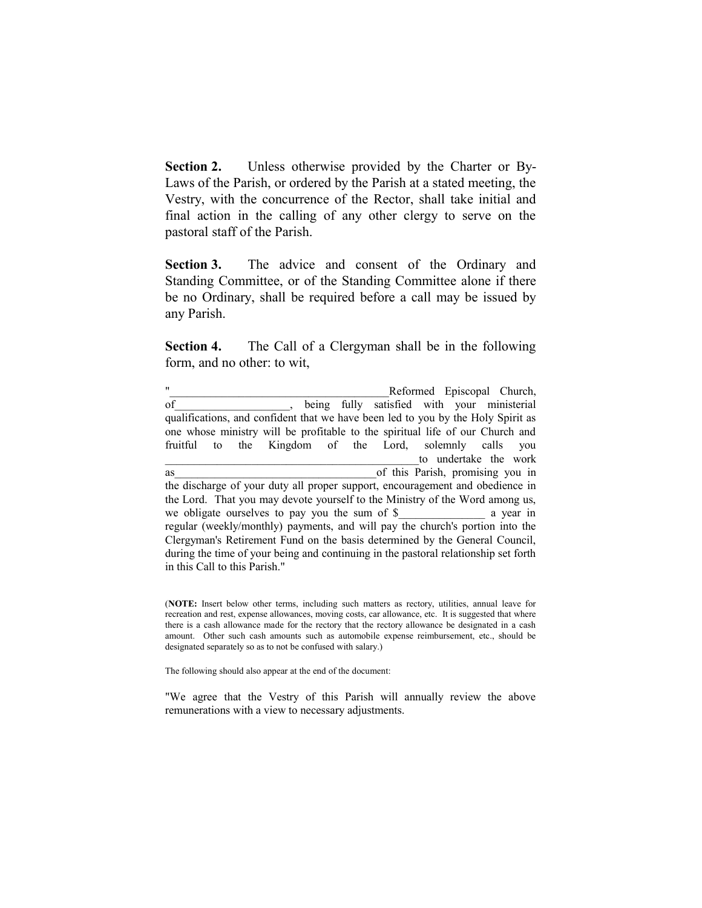**Section 2.** Unless otherwise provided by the Charter or By-Laws of the Parish, or ordered by the Parish at a stated meeting, the Vestry, with the concurrence of the Rector, shall take initial and final action in the calling of any other clergy to serve on the pastoral staff of the Parish.

**Section 3.** The advice and consent of the Ordinary and Standing Committee, or of the Standing Committee alone if there be no Ordinary, shall be required before a call may be issued by any Parish.

**Section 4.** The Call of a Clergyman shall be in the following form, and no other: to wit,

"______________________________________Reformed Episcopal Church, of____________________, being fully satisfied with your ministerial qualifications, and confident that we have been led to you by the Holy Spirit as one whose ministry will be profitable to the spiritual life of our Church and fruitful to the Kingdom of the Lord, solemnly calls you ____________________________________________to undertake the work as_____________________________________of this Parish, promising you in the discharge of your duty all proper support, encouragement and obedience in the Lord. That you may devote yourself to the Ministry of the Word among us, we obligate ourselves to pay you the sum of $_______________ a year in regular (weekly/monthly) payments, and will pay the church's portion into the Clergyman's Retirement Fund on the basis determined by the General Council, during the time of your being and continuing in the pastoral relationship set forth in this Call to this Parish."

(**NOTE:** Insert below other terms, including such matters as rectory, utilities, annual leave for recreation and rest, expense allowances, moving costs, car allowance, etc. It is suggested that where there is a cash allowance made for the rectory that the rectory allowance be designated in a cash amount. Other such cash amounts such as automobile expense reimbursement, etc., should be designated separately so as to not be confused with salary.)

The following should also appear at the end of the document:

"We agree that the Vestry of this Parish will annually review the above remunerations with a view to necessary adjustments.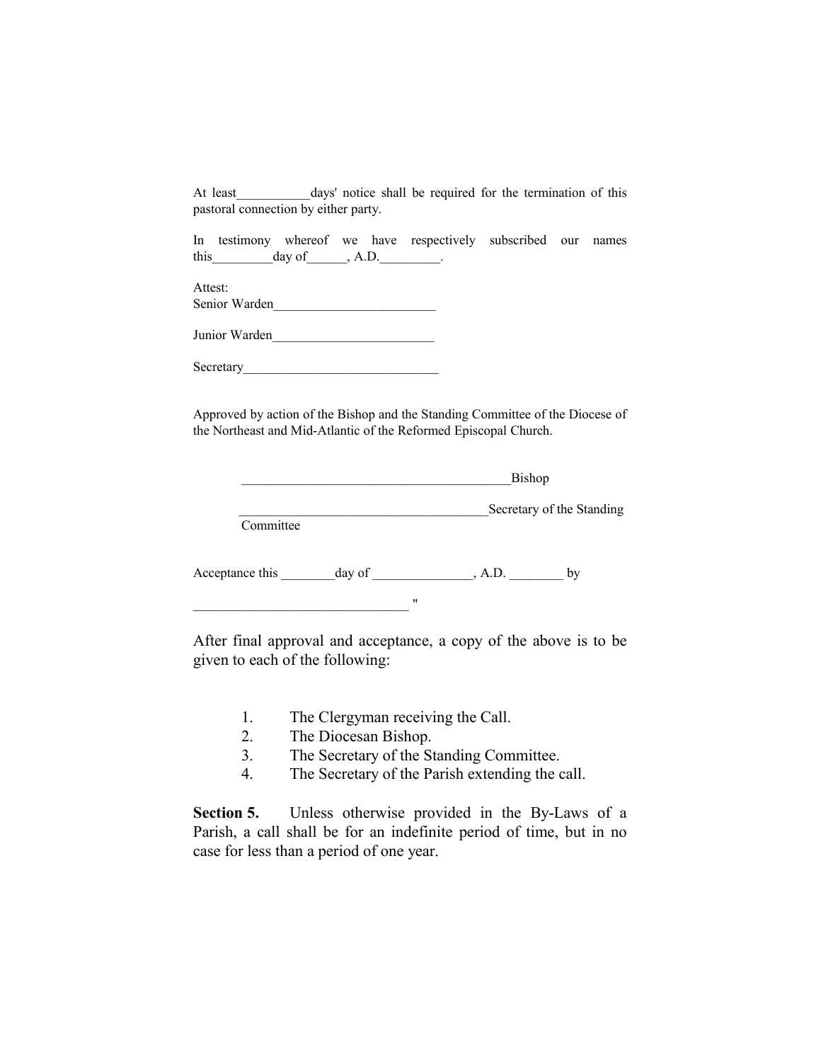At least___________days' notice shall be required for the termination of this pastoral connection by either party.

In testimony whereof we have respectively subscribed our names this_________day of______, A.D._________.

Attest:
Senior Warden________________________

Junior Warden________________________

Secretary______________________________

Approved by action of the Bishop and the Standing Committee of the Diocese of the Northeast and Mid-Atlantic of the Reformed Episcopal Church.

________________________________________Bishop

_____________________________________Secretary of the Standing Committee

Acceptance this ________day of _______________, A.D. ________ by

_______________________________ "

After final approval and acceptance, a copy of the above is to be given to each of the following:

1. The Clergyman receiving the Call.
2. The Diocesan Bishop.
3. The Secretary of the Standing Committee.
4. The Secretary of the Parish extending the call.

**Section 5.** Unless otherwise provided in the By-Laws of a Parish, a call shall be for an indefinite period of time, but in no case for less than a period of one year.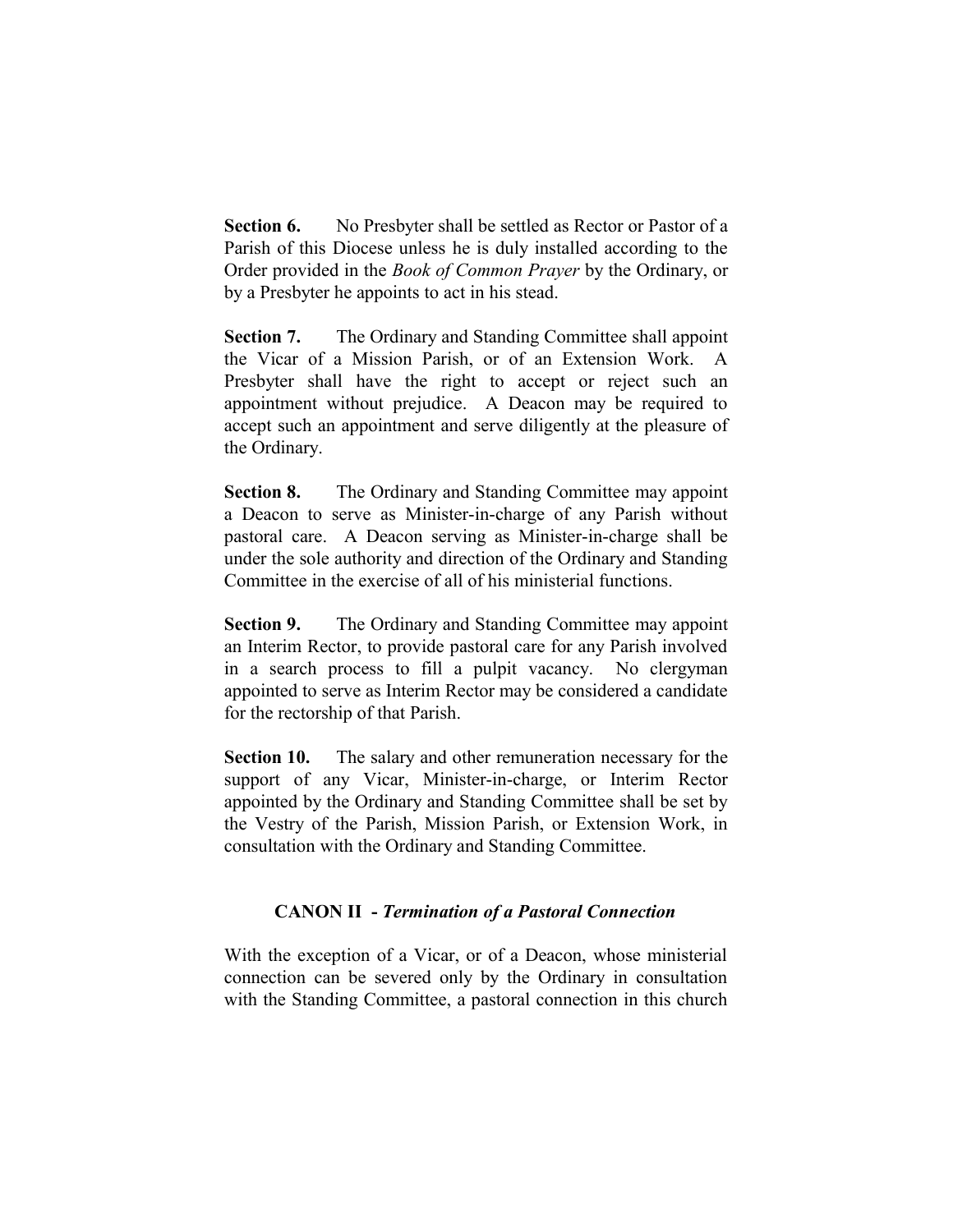**Section 6.** No Presbyter shall be settled as Rector or Pastor of a Parish of this Diocese unless he is duly installed according to the Order provided in the *Book of Common Prayer* by the Ordinary, or by a Presbyter he appoints to act in his stead.

**Section 7.** The Ordinary and Standing Committee shall appoint the Vicar of a Mission Parish, or of an Extension Work. A Presbyter shall have the right to accept or reject such an appointment without prejudice. A Deacon may be required to accept such an appointment and serve diligently at the pleasure of the Ordinary.

**Section 8.** The Ordinary and Standing Committee may appoint a Deacon to serve as Minister-in-charge of any Parish without pastoral care. A Deacon serving as Minister-in-charge shall be under the sole authority and direction of the Ordinary and Standing Committee in the exercise of all of his ministerial functions.

**Section 9.** The Ordinary and Standing Committee may appoint an Interim Rector, to provide pastoral care for any Parish involved in a search process to fill a pulpit vacancy. No clergyman appointed to serve as Interim Rector may be considered a candidate for the rectorship of that Parish.

**Section 10.** The salary and other remuneration necessary for the support of any Vicar, Minister-in-charge, or Interim Rector appointed by the Ordinary and Standing Committee shall be set by the Vestry of the Parish, Mission Parish, or Extension Work, in consultation with the Ordinary and Standing Committee.

## CANON II - *Termination of a Pastoral Connection*

With the exception of a Vicar, or of a Deacon, whose ministerial connection can be severed only by the Ordinary in consultation with the Standing Committee, a pastoral connection in this church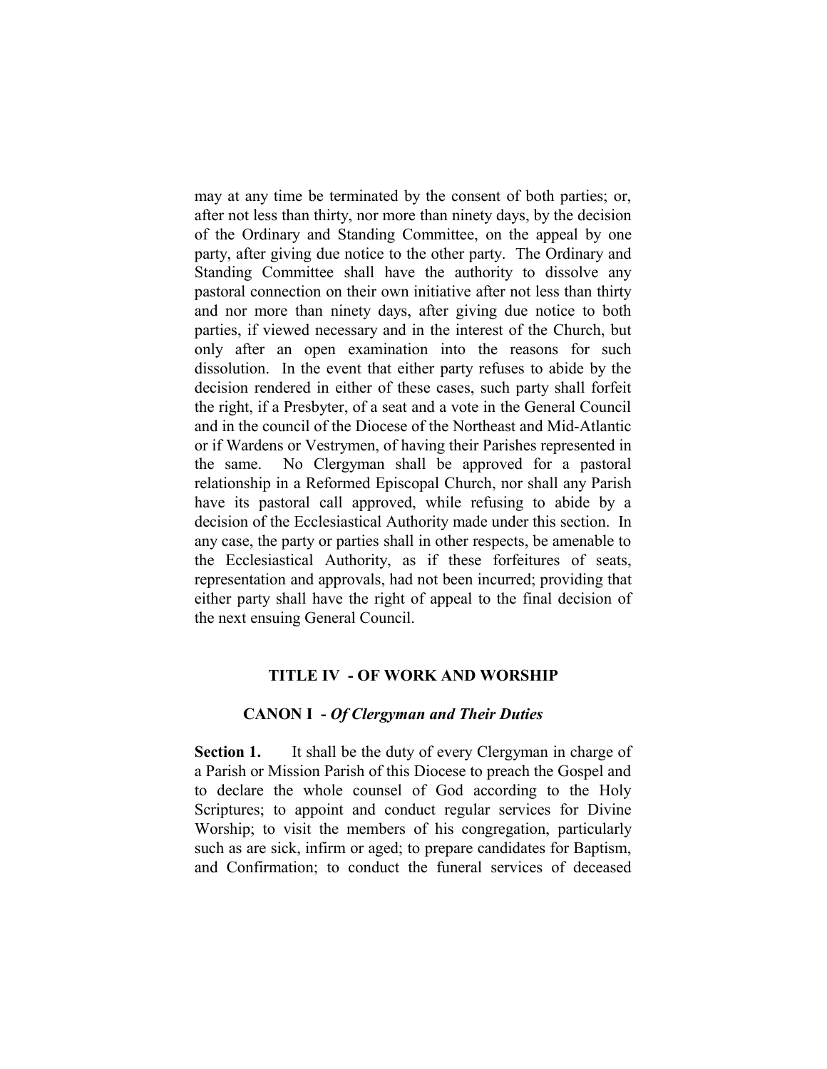may at any time be terminated by the consent of both parties; or, after not less than thirty, nor more than ninety days, by the decision of the Ordinary and Standing Committee, on the appeal by one party, after giving due notice to the other party. The Ordinary and Standing Committee shall have the authority to dissolve any pastoral connection on their own initiative after not less than thirty and nor more than ninety days, after giving due notice to both parties, if viewed necessary and in the interest of the Church, but only after an open examination into the reasons for such dissolution. In the event that either party refuses to abide by the decision rendered in either of these cases, such party shall forfeit the right, if a Presbyter, of a seat and a vote in the General Council and in the council of the Diocese of the Northeast and Mid-Atlantic or if Wardens or Vestrymen, of having their Parishes represented in the same. No Clergyman shall be approved for a pastoral relationship in a Reformed Episcopal Church, nor shall any Parish have its pastoral call approved, while refusing to abide by a decision of the Ecclesiastical Authority made under this section. In any case, the party or parties shall in other respects, be amenable to the Ecclesiastical Authority, as if these forfeitures of seats, representation and approvals, had not been incurred; providing that either party shall have the right of appeal to the final decision of the next ensuing General Council.

## TITLE IV - OF WORK AND WORSHIP

### CANON I - *Of Clergyman and Their Duties*

**Section 1.** It shall be the duty of every Clergyman in charge of a Parish or Mission Parish of this Diocese to preach the Gospel and to declare the whole counsel of God according to the Holy Scriptures; to appoint and conduct regular services for Divine Worship; to visit the members of his congregation, particularly such as are sick, infirm or aged; to prepare candidates for Baptism, and Confirmation; to conduct the funeral services of deceased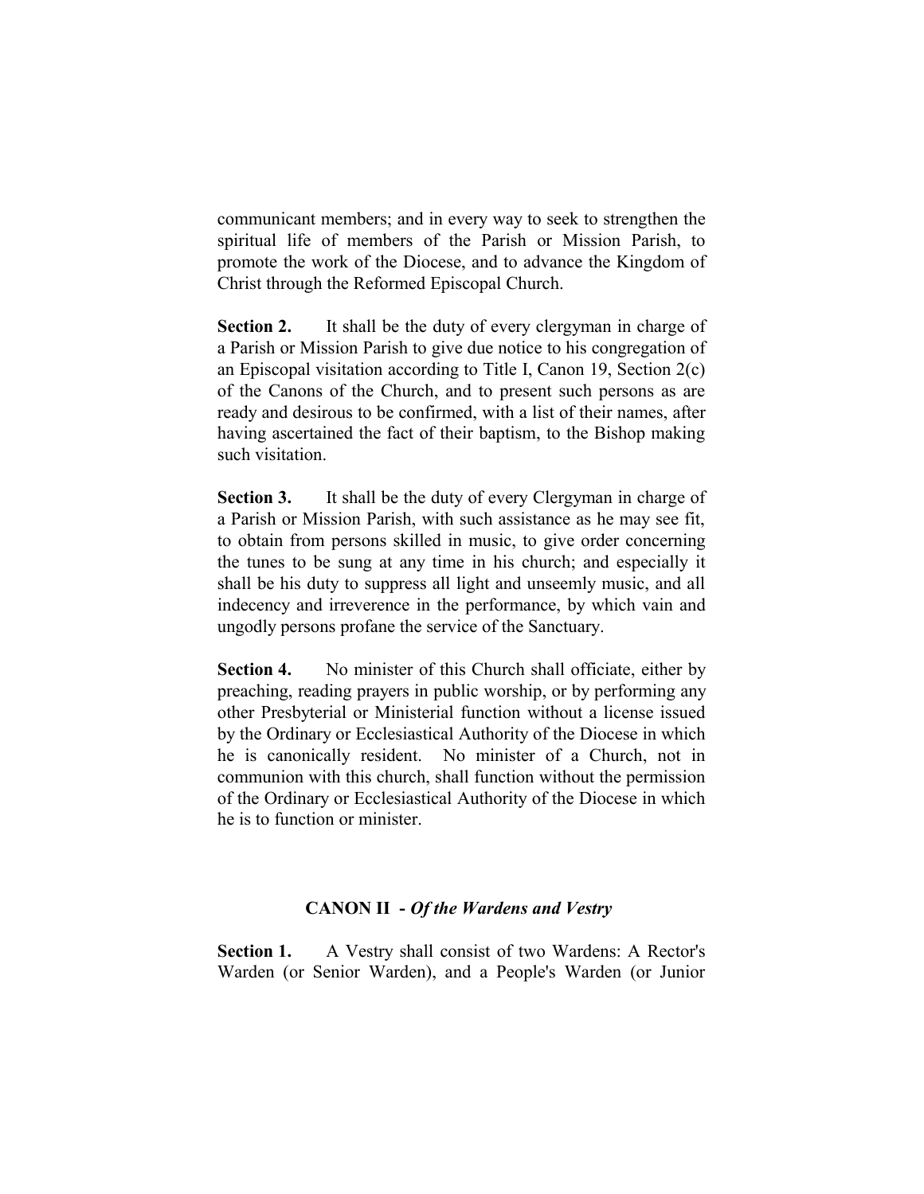communicant members; and in every way to seek to strengthen the spiritual life of members of the Parish or Mission Parish, to promote the work of the Diocese, and to advance the Kingdom of Christ through the Reformed Episcopal Church.

**Section 2.** It shall be the duty of every clergyman in charge of a Parish or Mission Parish to give due notice to his congregation of an Episcopal visitation according to Title I, Canon 19, Section 2(c) of the Canons of the Church, and to present such persons as are ready and desirous to be confirmed, with a list of their names, after having ascertained the fact of their baptism, to the Bishop making such visitation.

**Section 3.** It shall be the duty of every Clergyman in charge of a Parish or Mission Parish, with such assistance as he may see fit, to obtain from persons skilled in music, to give order concerning the tunes to be sung at any time in his church; and especially it shall be his duty to suppress all light and unseemly music, and all indecency and irreverence in the performance, by which vain and ungodly persons profane the service of the Sanctuary.

**Section 4.** No minister of this Church shall officiate, either by preaching, reading prayers in public worship, or by performing any other Presbyterial or Ministerial function without a license issued by the Ordinary or Ecclesiastical Authority of the Diocese in which he is canonically resident. No minister of a Church, not in communion with this church, shall function without the permission of the Ordinary or Ecclesiastical Authority of the Diocese in which he is to function or minister.

## CANON II - *Of the Wardens and Vestry*

**Section 1.** A Vestry shall consist of two Wardens: A Rector's Warden (or Senior Warden), and a People's Warden (or Junior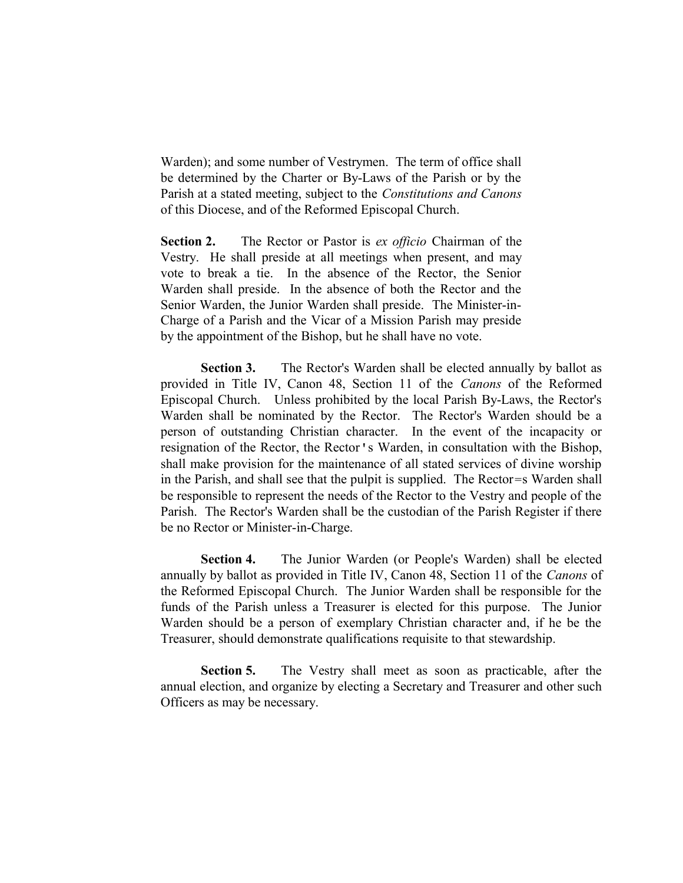Warden); and some number of Vestrymen. The term of office shall be determined by the Charter or By-Laws of the Parish or by the Parish at a stated meeting, subject to the *Constitutions and Canons* of this Diocese, and of the Reformed Episcopal Church.

**Section 2.** The Rector or Pastor is *ex officio* Chairman of the Vestry. He shall preside at all meetings when present, and may vote to break a tie. In the absence of the Rector, the Senior Warden shall preside. In the absence of both the Rector and the Senior Warden, the Junior Warden shall preside. The Minister-in-Charge of a Parish and the Vicar of a Mission Parish may preside by the appointment of the Bishop, but he shall have no vote.

**Section 3.** The Rector's Warden shall be elected annually by ballot as provided in Title IV, Canon 48, Section 11 of the *Canons* of the Reformed Episcopal Church. Unless prohibited by the local Parish By-Laws, the Rector's Warden shall be nominated by the Rector. The Rector's Warden should be a person of outstanding Christian character. In the event of the incapacity or resignation of the Rector, the Rector's Warden, in consultation with the Bishop, shall make provision for the maintenance of all stated services of divine worship in the Parish, and shall see that the pulpit is supplied. The Rector=s Warden shall be responsible to represent the needs of the Rector to the Vestry and people of the Parish. The Rector's Warden shall be the custodian of the Parish Register if there be no Rector or Minister-in-Charge.

**Section 4.** The Junior Warden (or People's Warden) shall be elected annually by ballot as provided in Title IV, Canon 48, Section 11 of the *Canons* of the Reformed Episcopal Church. The Junior Warden shall be responsible for the funds of the Parish unless a Treasurer is elected for this purpose. The Junior Warden should be a person of exemplary Christian character and, if he be the Treasurer, should demonstrate qualifications requisite to that stewardship.

**Section 5.** The Vestry shall meet as soon as practicable, after the annual election, and organize by electing a Secretary and Treasurer and other such Officers as may be necessary.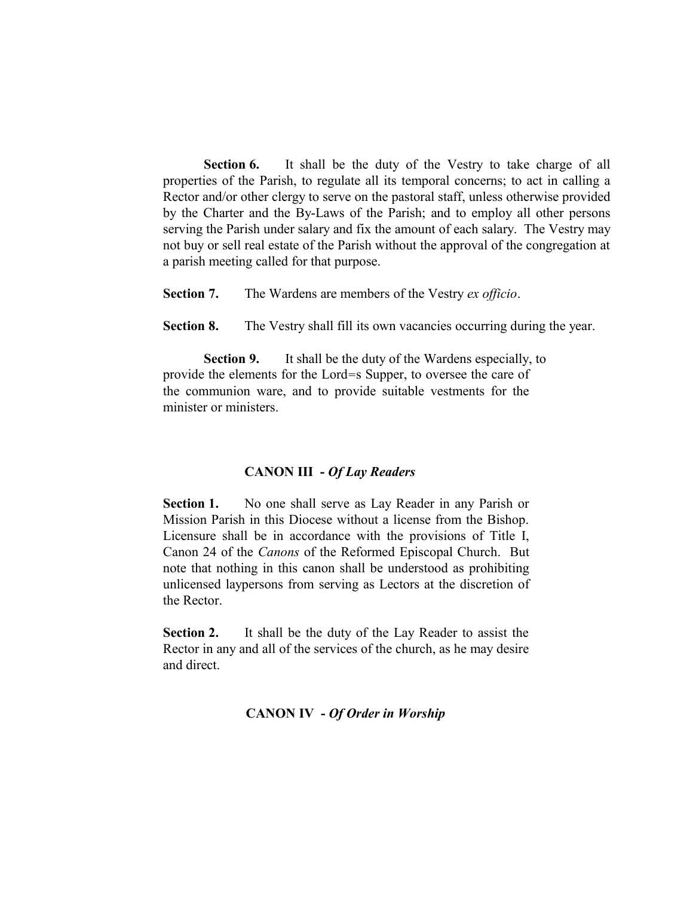**Section 6.** It shall be the duty of the Vestry to take charge of all properties of the Parish, to regulate all its temporal concerns; to act in calling a Rector and/or other clergy to serve on the pastoral staff, unless otherwise provided by the Charter and the By-Laws of the Parish; and to employ all other persons serving the Parish under salary and fix the amount of each salary. The Vestry may not buy or sell real estate of the Parish without the approval of the congregation at a parish meeting called for that purpose.

**Section 7.** The Wardens are members of the Vestry *ex officio*.

**Section 8.** The Vestry shall fill its own vacancies occurring during the year.

**Section 9.** It shall be the duty of the Wardens especially, to provide the elements for the Lord=s Supper, to oversee the care of the communion ware, and to provide suitable vestments for the minister or ministers.

## CANON III - *Of Lay Readers*

**Section 1.** No one shall serve as Lay Reader in any Parish or Mission Parish in this Diocese without a license from the Bishop. Licensure shall be in accordance with the provisions of Title I, Canon 24 of the *Canons* of the Reformed Episcopal Church. But note that nothing in this canon shall be understood as prohibiting unlicensed laypersons from serving as Lectors at the discretion of the Rector.

**Section 2.** It shall be the duty of the Lay Reader to assist the Rector in any and all of the services of the church, as he may desire and direct.

## CANON IV - *Of Order in Worship*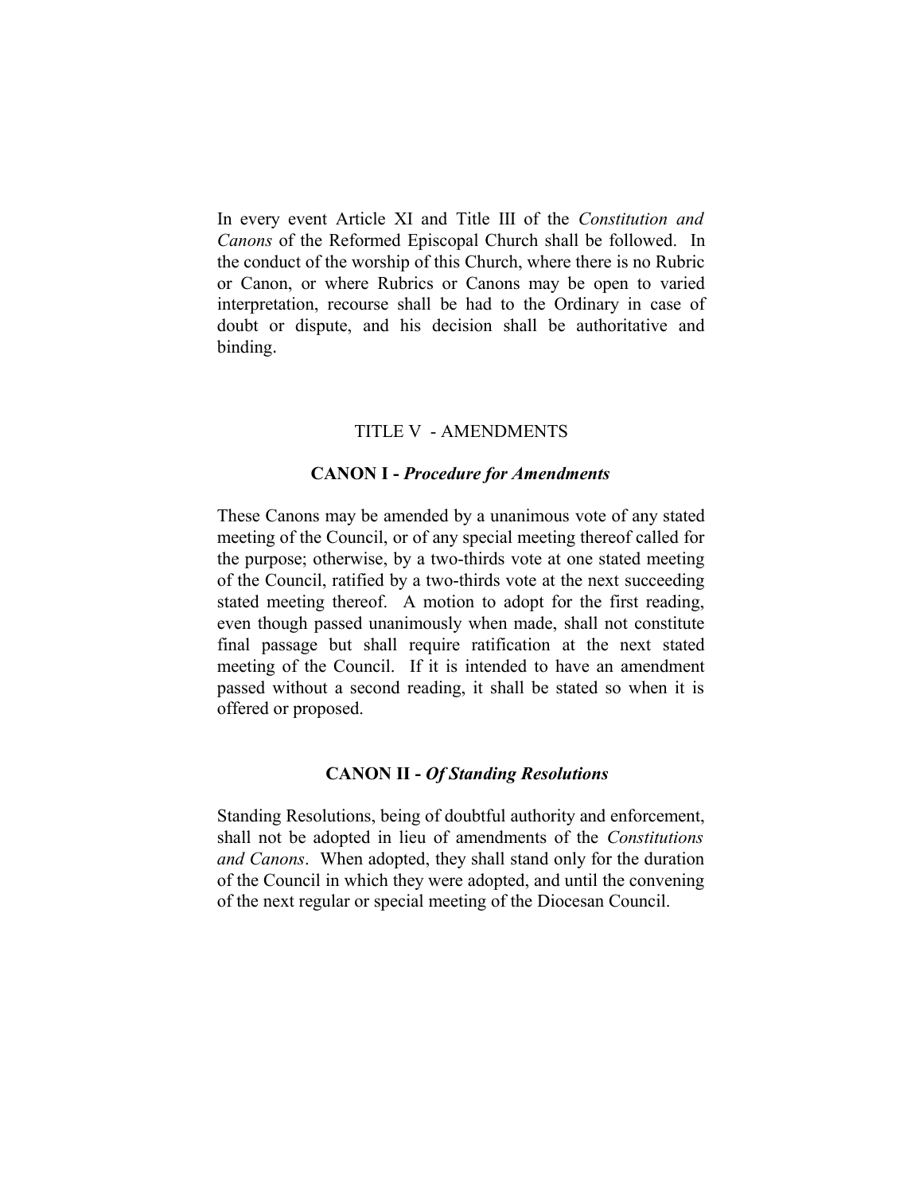In every event Article XI and Title III of the *Constitution and Canons* of the Reformed Episcopal Church shall be followed. In the conduct of the worship of this Church, where there is no Rubric or Canon, or where Rubrics or Canons may be open to varied interpretation, recourse shall be had to the Ordinary in case of doubt or dispute, and his decision shall be authoritative and binding.

## TITLE V - AMENDMENTS

### CANON I - *Procedure for Amendments*

These Canons may be amended by a unanimous vote of any stated meeting of the Council, or of any special meeting thereof called for the purpose; otherwise, by a two-thirds vote at one stated meeting of the Council, ratified by a two-thirds vote at the next succeeding stated meeting thereof. A motion to adopt for the first reading, even though passed unanimously when made, shall not constitute final passage but shall require ratification at the next stated meeting of the Council. If it is intended to have an amendment passed without a second reading, it shall be stated so when it is offered or proposed.

### CANON II - *Of Standing Resolutions*

Standing Resolutions, being of doubtful authority and enforcement, shall not be adopted in lieu of amendments of the *Constitutions and Canons*. When adopted, they shall stand only for the duration of the Council in which they were adopted, and until the convening of the next regular or special meeting of the Diocesan Council.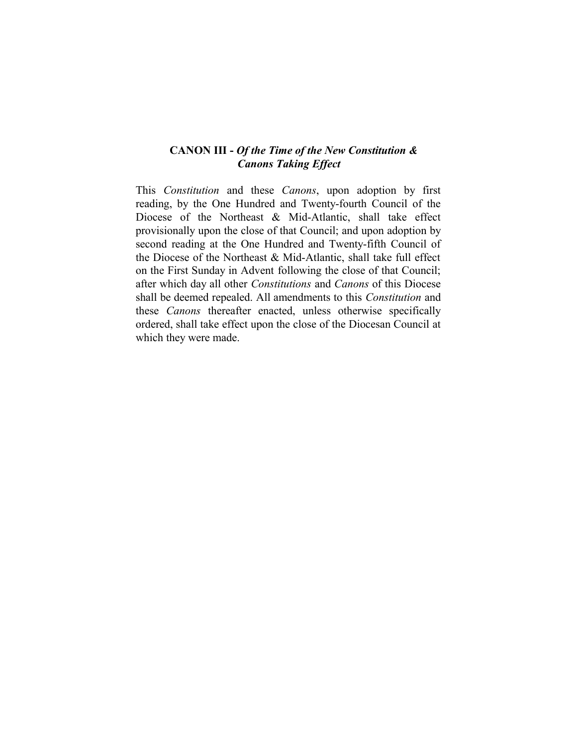### **CANON III -** ***Of the Time of the New Constitution & Canons Taking Effect***

This *Constitution* and these *Canons*, upon adoption by first reading, by the One Hundred and Twenty-fourth Council of the Diocese of the Northeast & Mid-Atlantic, shall take effect provisionally upon the close of that Council; and upon adoption by second reading at the One Hundred and Twenty-fifth Council of the Diocese of the Northeast & Mid-Atlantic, shall take full effect on the First Sunday in Advent following the close of that Council; after which day all other *Constitutions* and *Canons* of this Diocese shall be deemed repealed. All amendments to this *Constitution* and these *Canons* thereafter enacted, unless otherwise specifically ordered, shall take effect upon the close of the Diocesan Council at which they were made.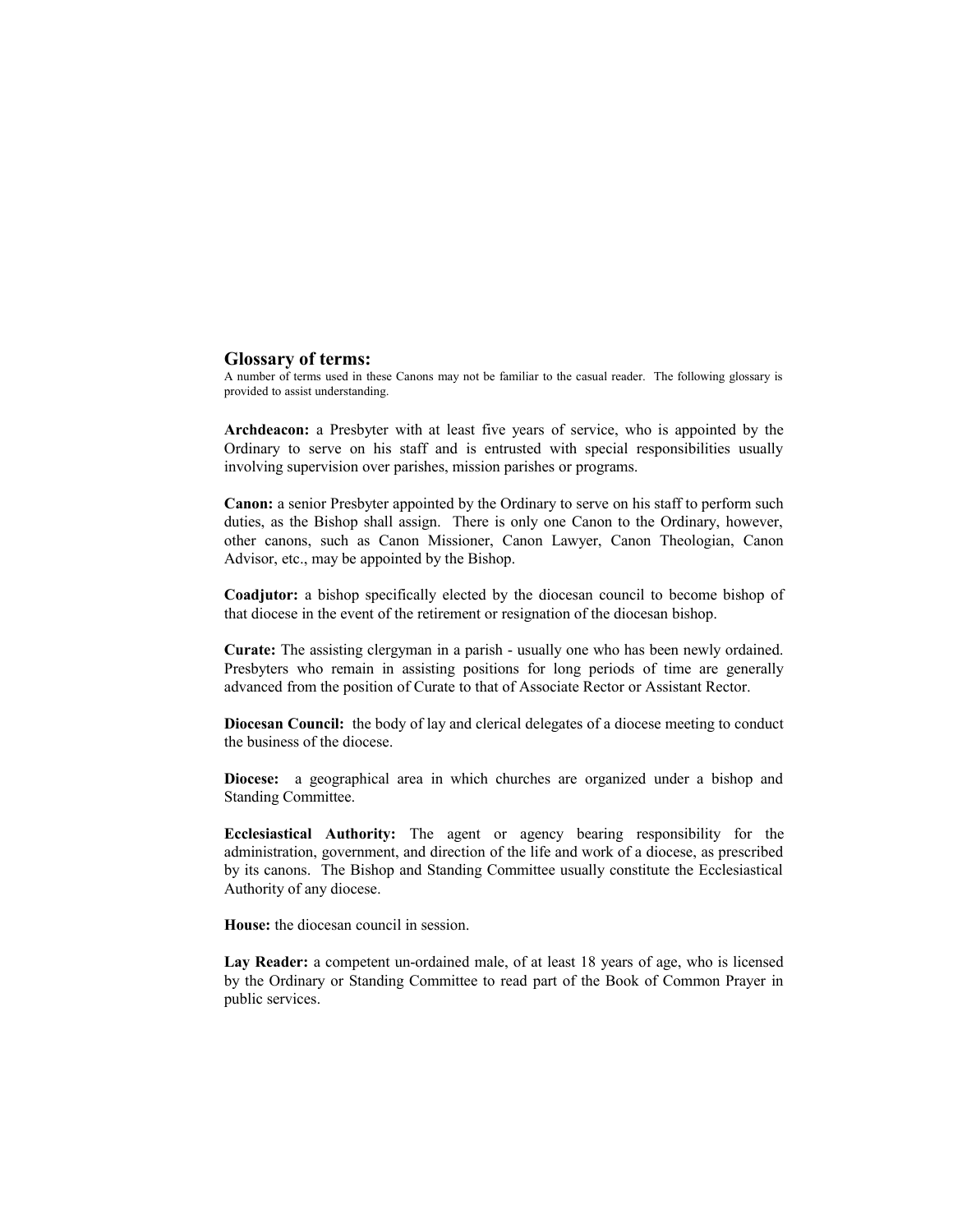## Glossary of terms:

A number of terms used in these Canons may not be familiar to the casual reader. The following glossary is provided to assist understanding.

**Archdeacon:** a Presbyter with at least five years of service, who is appointed by the Ordinary to serve on his staff and is entrusted with special responsibilities usually involving supervision over parishes, mission parishes or programs.

**Canon:** a senior Presbyter appointed by the Ordinary to serve on his staff to perform such duties, as the Bishop shall assign. There is only one Canon to the Ordinary, however, other canons, such as Canon Missioner, Canon Lawyer, Canon Theologian, Canon Advisor, etc., may be appointed by the Bishop.

**Coadjutor:** a bishop specifically elected by the diocesan council to become bishop of that diocese in the event of the retirement or resignation of the diocesan bishop.

**Curate:** The assisting clergyman in a parish - usually one who has been newly ordained. Presbyters who remain in assisting positions for long periods of time are generally advanced from the position of Curate to that of Associate Rector or Assistant Rector.

**Diocesan Council:** the body of lay and clerical delegates of a diocese meeting to conduct the business of the diocese.

**Diocese:** a geographical area in which churches are organized under a bishop and Standing Committee.

**Ecclesiastical Authority:** The agent or agency bearing responsibility for the administration, government, and direction of the life and work of a diocese, as prescribed by its canons. The Bishop and Standing Committee usually constitute the Ecclesiastical Authority of any diocese.

**House:** the diocesan council in session.

**Lay Reader:** a competent un-ordained male, of at least 18 years of age, who is licensed by the Ordinary or Standing Committee to read part of the Book of Common Prayer in public services.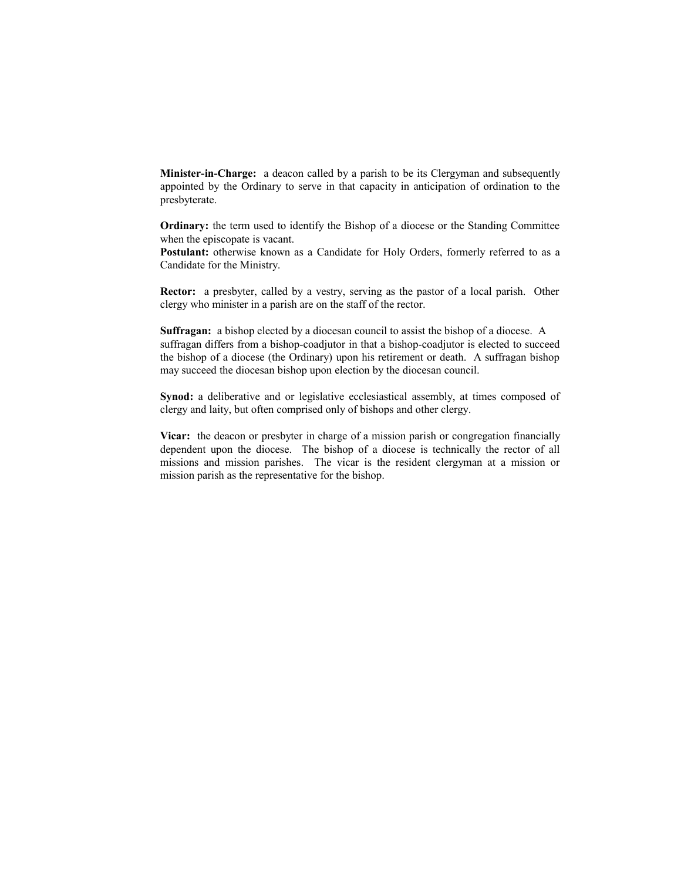**Minister-in-Charge:** a deacon called by a parish to be its Clergyman and subsequently appointed by the Ordinary to serve in that capacity in anticipation of ordination to the presbyterate.

**Ordinary:** the term used to identify the Bishop of a diocese or the Standing Committee when the episcopate is vacant.

**Postulant:** otherwise known as a Candidate for Holy Orders, formerly referred to as a Candidate for the Ministry.

**Rector:** a presbyter, called by a vestry, serving as the pastor of a local parish. Other clergy who minister in a parish are on the staff of the rector.

**Suffragan:** a bishop elected by a diocesan council to assist the bishop of a diocese. A suffragan differs from a bishop-coadjutor in that a bishop-coadjutor is elected to succeed the bishop of a diocese (the Ordinary) upon his retirement or death. A suffragan bishop may succeed the diocesan bishop upon election by the diocesan council.

**Synod:** a deliberative and or legislative ecclesiastical assembly, at times composed of clergy and laity, but often comprised only of bishops and other clergy.

**Vicar:** the deacon or presbyter in charge of a mission parish or congregation financially dependent upon the diocese. The bishop of a diocese is technically the rector of all missions and mission parishes. The vicar is the resident clergyman at a mission or mission parish as the representative for the bishop.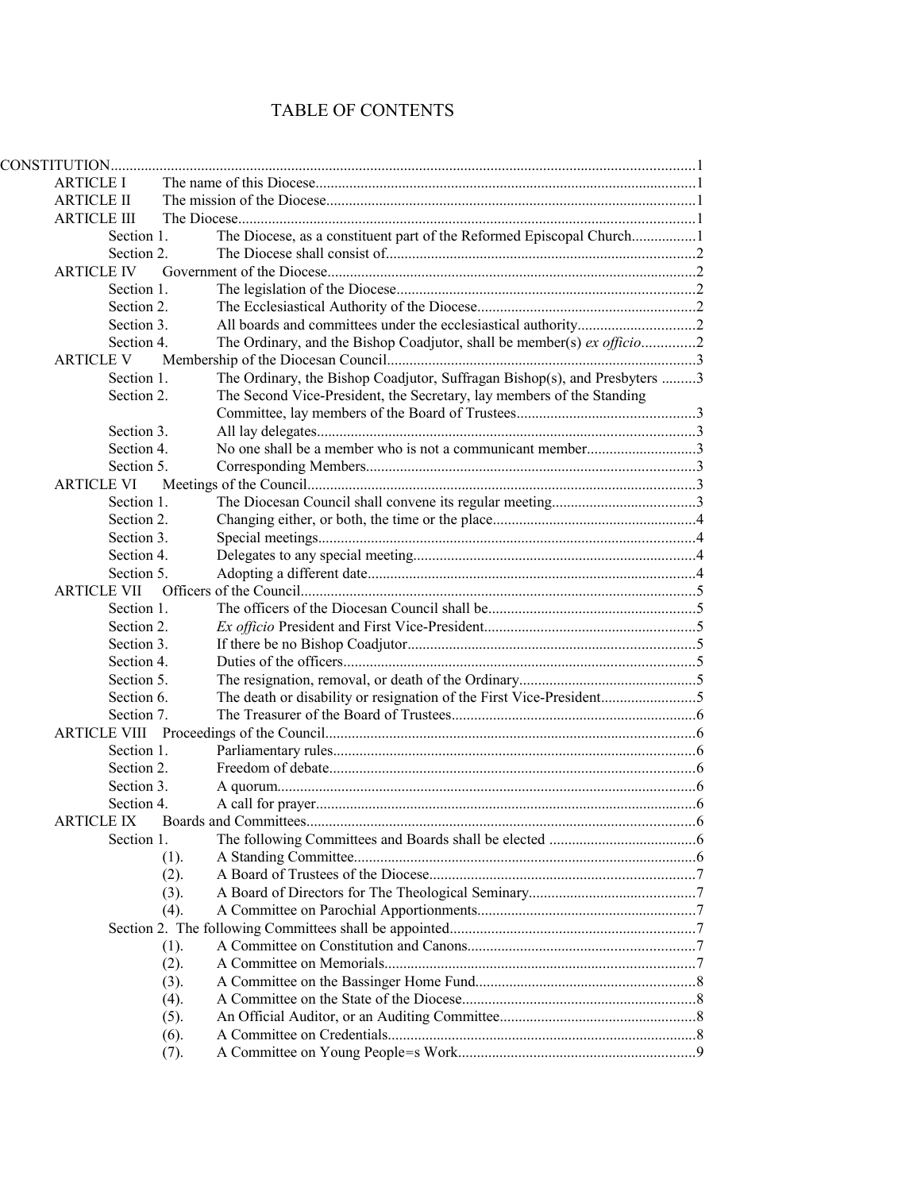# TABLE OF CONTENTS

CONSTITUTION ........ 1

- ARTICLE I — The name of this Diocese ........ 1
- ARTICLE II — The mission of the Diocese ........ 1
- ARTICLE III — The Diocese ........ 1
  - Section 1. — The Diocese, as a constituent part of the Reformed Episcopal Church ........ 1
  - Section 2. — The Diocese shall consist of ........ 2
- ARTICLE IV — Government of the Diocese ........ 2
  - Section 1. — The legislation of the Diocese ........ 2
  - Section 2. — The Ecclesiastical Authority of the Diocese ........ 2
  - Section 3. — All boards and committees under the ecclesiastical authority ........ 2
  - Section 4. — The Ordinary, and the Bishop Coadjutor, shall be member(s) *ex officio* ........ 2
- ARTICLE V — Membership of the Diocesan Council ........ 3
  - Section 1. — The Ordinary, the Bishop Coadjutor, Suffragan Bishop(s), and Presbyters ........ 3
  - Section 2. — The Second Vice-President, the Secretary, lay members of the Standing Committee, lay members of the Board of Trustees ........ 3
  - Section 3. — All lay delegates ........ 3
  - Section 4. — No one shall be a member who is not a communicant member ........ 3
  - Section 5. — Corresponding Members ........ 3
- ARTICLE VI — Meetings of the Council ........ 3
  - Section 1. — The Diocesan Council shall convene its regular meeting ........ 3
  - Section 2. — Changing either, or both, the time or the place ........ 4
  - Section 3. — Special meetings ........ 4
  - Section 4. — Delegates to any special meeting ........ 4
  - Section 5. — Adopting a different date ........ 4
- ARTICLE VII — Officers of the Council ........ 5
  - Section 1. — The officers of the Diocesan Council shall be ........ 5
  - Section 2. — *Ex officio* President and First Vice-President ........ 5
  - Section 3. — If there be no Bishop Coadjutor ........ 5
  - Section 4. — Duties of the officers ........ 5
  - Section 5. — The resignation, removal, or death of the Ordinary ........ 5
  - Section 6. — The death or disability or resignation of the First Vice-President ........ 5
  - Section 7. — The Treasurer of the Board of Trustees ........ 6
- ARTICLE VIII — Proceedings of the Council ........ 6
  - Section 1. — Parliamentary rules ........ 6
  - Section 2. — Freedom of debate ........ 6
  - Section 3. — A quorum ........ 6
  - Section 4. — A call for prayer ........ 6
- ARTICLE IX — Boards and Committees ........ 6
  - Section 1. — The following Committees and Boards shall be elected ........ 6
    - (1). — A Standing Committee ........ 6
    - (2). — A Board of Trustees of the Diocese ........ 7
    - (3). — A Board of Directors for The Theological Seminary ........ 7
    - (4). — A Committee on Parochial Apportionments ........ 7
  - Section 2. The following Committees shall be appointed ........ 7
    - (1). — A Committee on Constitution and Canons ........ 7
    - (2). — A Committee on Memorials ........ 7
    - (3). — A Committee on the Bassinger Home Fund ........ 8
    - (4). — A Committee on the State of the Diocese ........ 8
    - (5). — An Official Auditor, or an Auditing Committee ........ 8
    - (6). — A Committee on Credentials ........ 8
    - (7). — A Committee on Young People=s Work ........ 9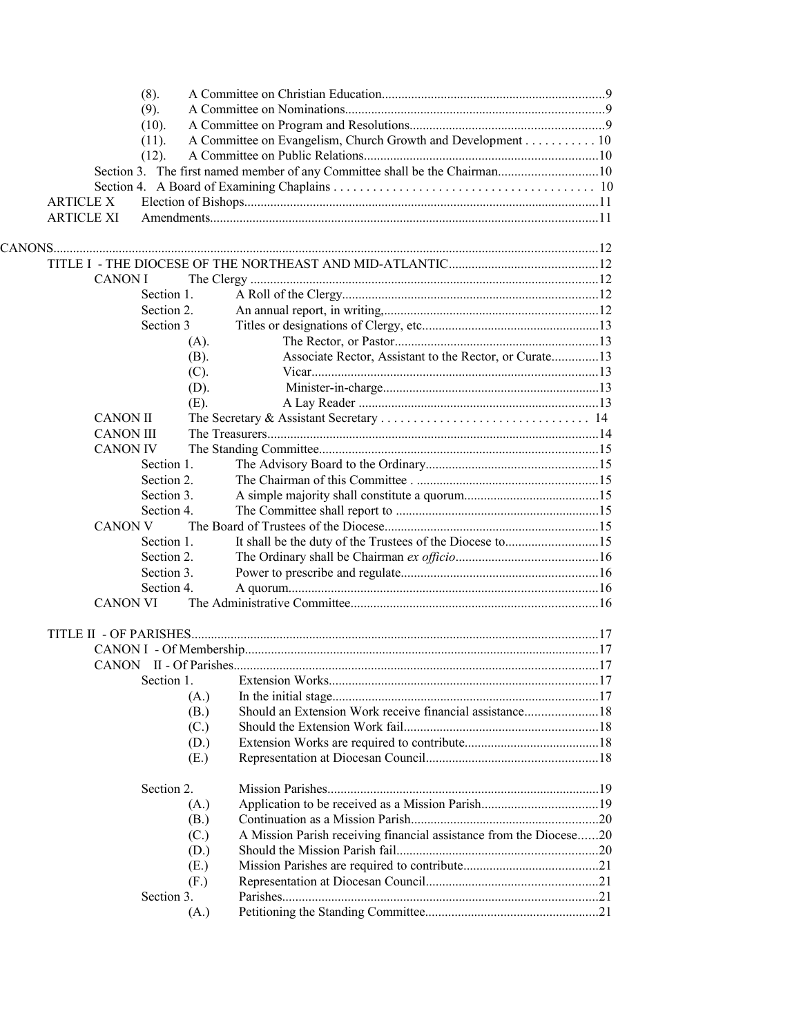- (8). A Committee on Christian Education ........ 9
- (9). A Committee on Nominations ........ 9
- (10). A Committee on Program and Resolutions ........ 9
- (11). A Committee on Evangelism, Church Growth and Development ........ 10
- (12). A Committee on Public Relations ........ 10

Section 3. The first named member of any Committee shall be the Chairman ........ 10

Section 4. A Board of Examining Chaplains ........ 10

ARTICLE X Election of Bishops ........ 11

ARTICLE XI Amendments ........ 11

CANONS ........ 12

TITLE I - THE DIOCESE OF THE NORTHEAST AND MID-ATLANTIC ........ 12

- CANON I The Clergy ........ 12
  - Section 1. A Roll of the Clergy ........ 12
  - Section 2. An annual report, in writing, ........ 12
  - Section 3 Titles or designations of Clergy, etc. ........ 13
    - (A). The Rector, or Pastor ........ 13
    - (B). Associate Rector, Assistant to the Rector, or Curate ........ 13
    - (C). Vicar ........ 13
    - (D). Minister-in-charge ........ 13
    - (E). A Lay Reader ........ 13
- CANON II The Secretary & Assistant Secretary ........ 14
- CANON III The Treasurers ........ 14
- CANON IV The Standing Committee ........ 15
  - Section 1. The Advisory Board to the Ordinary ........ 15
  - Section 2. The Chairman of this Committee . ........ 15
  - Section 3. A simple majority shall constitute a quorum ........ 15
  - Section 4. The Committee shall report to ........ 15
- CANON V The Board of Trustees of the Diocese ........ 15
  - Section 1. It shall be the duty of the Trustees of the Diocese to ........ 15
  - Section 2. The Ordinary shall be Chairman *ex officio* ........ 16
  - Section 3. Power to prescribe and regulate ........ 16
  - Section 4. A quorum ........ 16
- CANON VI The Administrative Committee ........ 16

TITLE II - OF PARISHES ........ 17

- CANON I - Of Membership ........ 17
- CANON II - Of Parishes ........ 17
  - Section 1. Extension Works ........ 17
    - (A.) In the initial stage ........ 17
    - (B.) Should an Extension Work receive financial assistance ........ 18
    - (C.) Should the Extension Work fail ........ 18
    - (D.) Extension Works are required to contribute ........ 18
    - (E.) Representation at Diocesan Council ........ 18
  - Section 2. Mission Parishes ........ 19
    - (A.) Application to be received as a Mission Parish ........ 19
    - (B.) Continuation as a Mission Parish ........ 20
    - (C.) A Mission Parish receiving financial assistance from the Diocese ........ 20
    - (D.) Should the Mission Parish fail ........ 20
    - (E.) Mission Parishes are required to contribute ........ 21
    - (F.) Representation at Diocesan Council ........ 21
  - Section 3. Parishes ........ 21
    - (A.) Petitioning the Standing Committee ........ 21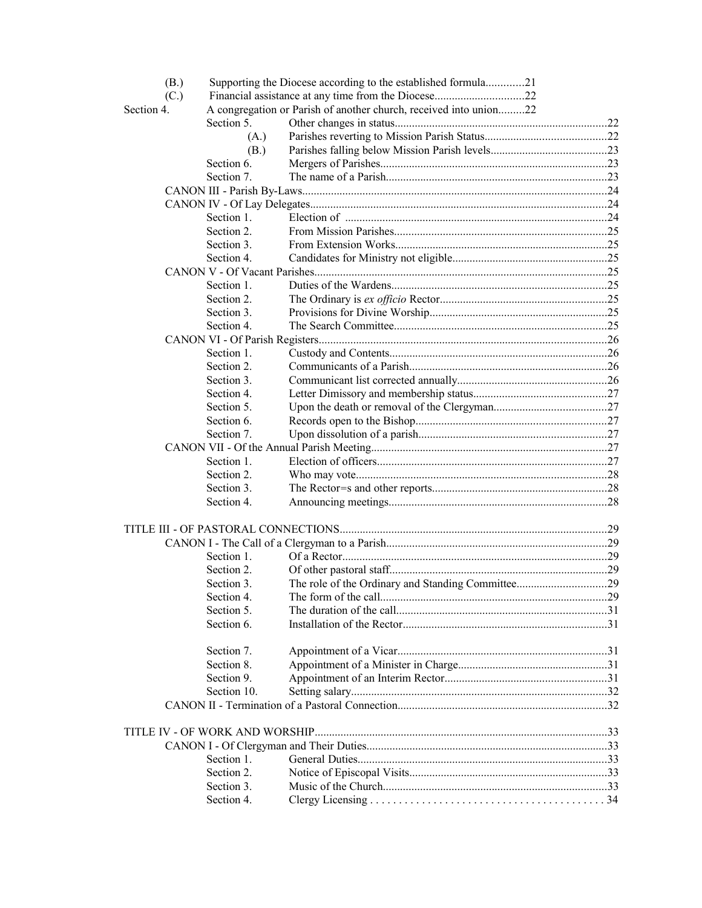(B.) Supporting the Diocese according to the established formula.............21
(C.) Financial assistance at any time from the Diocese...............................22

Section 4. A congregation or Parish of another church, received into union.........22

Section 5. Other changes in status..........................................................................22
(A.) Parishes reverting to Mission Parish Status..........................................22
(B.) Parishes falling below Mission Parish levels........................................23

Section 6. Mergers of Parishes..............................................................................23
Section 7. The name of a Parish............................................................................23

CANON III - Parish By-Laws........................................................................................24

CANON IV - Of Lay Delegates......................................................................................24
Section 1. Election of ..........................................................................................24
Section 2. From Mission Parishes.........................................................................25
Section 3. From Extension Works.........................................................................25
Section 4. Candidates for Ministry not eligible.....................................................25

CANON V - Of Vacant Parishes....................................................................................25
Section 1. Duties of the Wardens..........................................................................25
Section 2. The Ordinary is *ex officio* Rector.........................................................25
Section 3. Provisions for Divine Worship.............................................................25
Section 4. The Search Committee..........................................................................25

CANON VI - Of Parish Registers..................................................................................26
Section 1. Custody and Contents...........................................................................26
Section 2. Communicants of a Parish....................................................................26
Section 3. Communicant list corrected annually...................................................26
Section 4. Letter Dimissory and membership status..............................................27
Section 5. Upon the death or removal of the Clergyman.......................................27
Section 6. Records open to the Bishop..................................................................27
Section 7. Upon dissolution of a parish.................................................................27

CANON VII - Of the Annual Parish Meeting................................................................27
Section 1. Election of officers...............................................................................27
Section 2. Who may vote.......................................................................................28
Section 3. The Rector=s and other reports.............................................................28
Section 4. Announcing meetings...........................................................................28

TITLE III - OF PASTORAL CONNECTIONS..........................................................................29

CANON I - The Call of a Clergyman to a Parish............................................................29
Section 1. Of a Rector...........................................................................................29
Section 2. Of other pastoral staff...........................................................................29
Section 3. The role of the Ordinary and Standing Committee...............................29
Section 4. The form of the call..............................................................................29
Section 5. The duration of the call.........................................................................31
Section 6. Installation of the Rector.......................................................................31

Section 7. Appointment of a Vicar........................................................................31
Section 8. Appointment of a Minister in Charge...................................................31
Section 9. Appointment of an Interim Rector........................................................31
Section 10. Setting salary........................................................................................32

CANON II - Termination of a Pastoral Connection........................................................32

TITLE IV - OF WORK AND WORSHIP.....................................................................................33

CANON I - Of Clergyman and Their Duties...................................................................33
Section 1. General Duties......................................................................................33
Section 2. Notice of Episcopal Visits....................................................................33
Section 3. Music of the Church.............................................................................33
Section 4. Clergy Licensing . . . . . . . . . . . . . . . . . . . . . . . . . . . . . . . . . . . . . . . . . 34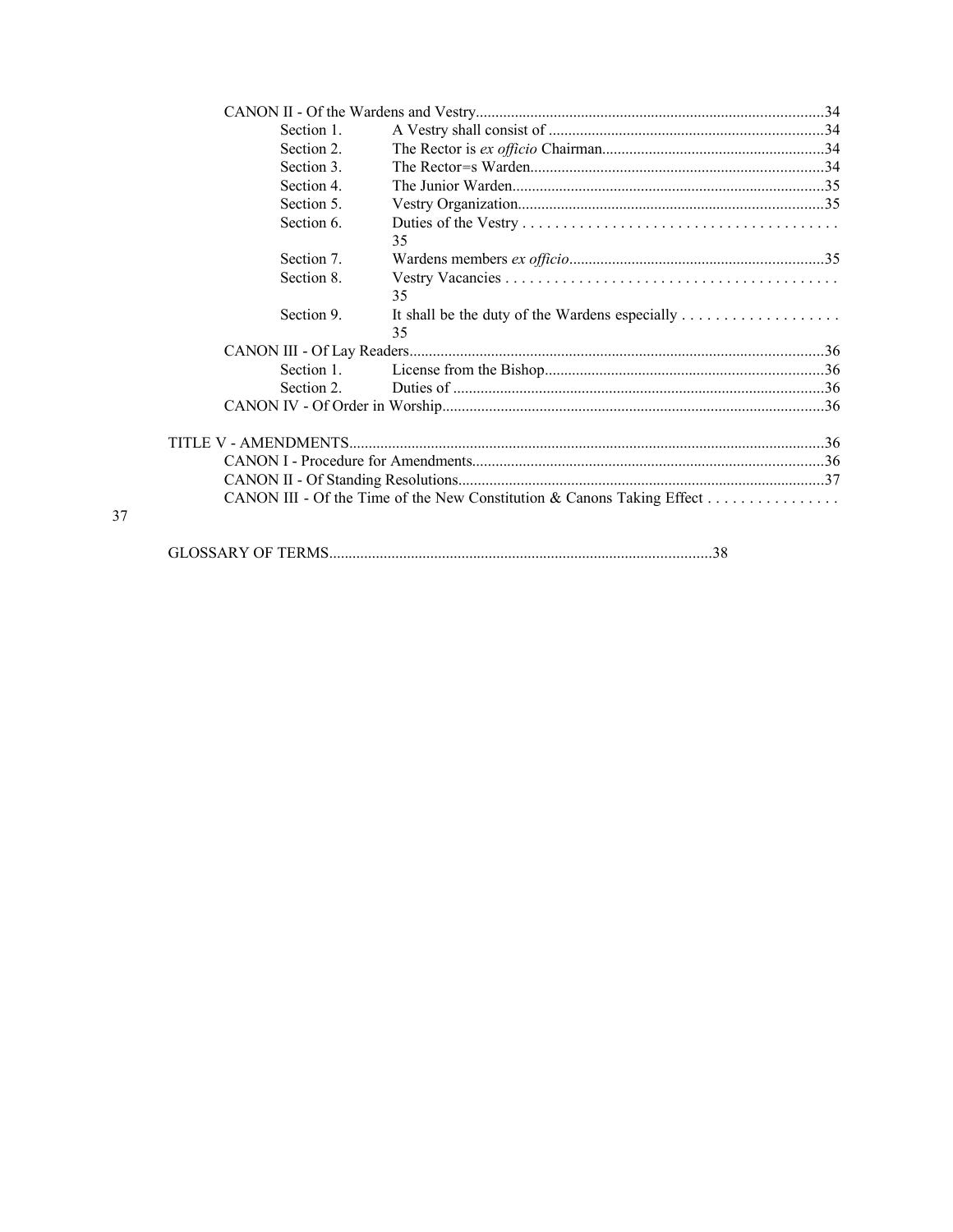CANON II - Of the Wardens and Vestry........................................................................................34

Section 1. A Vestry shall consist of ......................................................................34

Section 2. The Rector is *ex officio* Chairman.........................................................34

Section 3. The Rector=s Warden...........................................................................34

Section 4. The Junior Warden...............................................................................35

Section 5. Vestry Organization.............................................................................35

Section 6. Duties of the Vestry . . . . . . . . . . . . . . . . . . . . . . . . . . . . . . . . . . . . . . . . 35

Section 7. Wardens members *ex officio*.................................................................35

Section 8. Vestry Vacancies . . . . . . . . . . . . . . . . . . . . . . . . . . . . . . . . . . . . . . . . . . 35

Section 9. It shall be the duty of the Wardens especially . . . . . . . . . . . . . . . . . . . 35

CANON III - Of Lay Readers.........................................................................................................36

Section 1. License from the Bishop.......................................................................36

Section 2. Duties of ..............................................................................................36

CANON IV - Of Order in Worship.................................................................................................36

TITLE V - AMENDMENTS.........................................................................................................36

CANON I - Procedure for Amendments.........................................................................................36

CANON II - Of Standing Resolutions.............................................................................................37

CANON III - Of the Time of the New Constitution & Canons Taking Effect . . . . . . . . . . . . . . . . 37

GLOSSARY OF TERMS.................................................................................................38